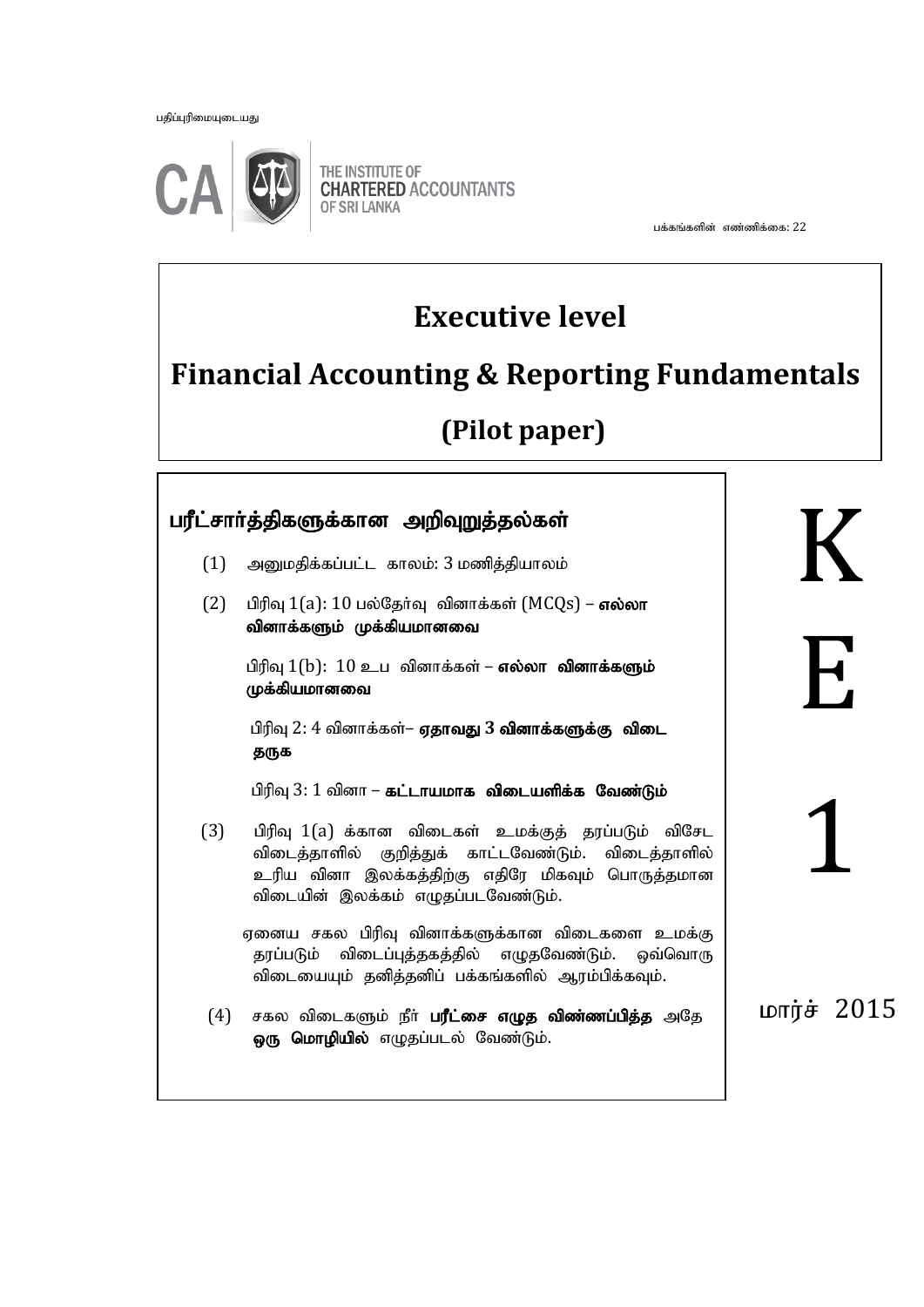பதிப்புரிமையுடையது

THE INSTITUTE OF CHARTERED ACCOUNTANTS OF SRI LANKA

பக்கங்களின் எண்ணிக்கை: 22

# Executive level

# Financial Accounting & Reporting Fundamentals

## (Pilot paper)

### பரீட்சார்த்திகளுக்கான அறிவுறுத்தல்கள்

(1) அனுமதிக்கப்பட்ட காலம்: 3 மணித்தியாலம்

(2) பிரிவு 1(a): 10 பல்தேர்வு வினாக்கள் (MCQs) – **எல்லா வினாக்களும் முக்கியமானவை**

பிரிவு 1(b): 10 உப வினாக்கள் – **எல்லா வினாக்களும் முக்கியமானவை**

பிரிவு 2: 4 வினாக்கள்– **ஏதாவது 3 வினாக்களுக்கு விடை தருக**

பிரிவு 3: 1 வினா – **கட்டாயமாக விடையளிக்க வேண்டும்**

(3) பிரிவு 1(a) க்கான விடைகள் உமக்குத் தரப்படும் விசேட விடைத்தாளில் குறித்துக் காட்டவேண்டும். விடைத்தாளில் உரிய வினா இலக்கத்திற்கு எதிரே மிகவும் பொருத்தமான விடையின் இலக்கம் எழுதப்படவேண்டும்.

ஏனைய சகல பிரிவு வினாக்களுக்கான விடைகளை உமக்கு தரப்படும் விடைப்புத்தகத்தில் எழுதவேண்டும். ஒவ்வொரு விடையையும் தனித்தனிப் பக்கங்களில் ஆரம்பிக்கவும்.

(4) சகல விடைகளும் நீர் **பரீட்சை எழுத விண்ணப்பித்த** அதே **ஒரு மொழியில்** எழுதப்படல் வேண்டும்.

K E 1

மார்ச் 2015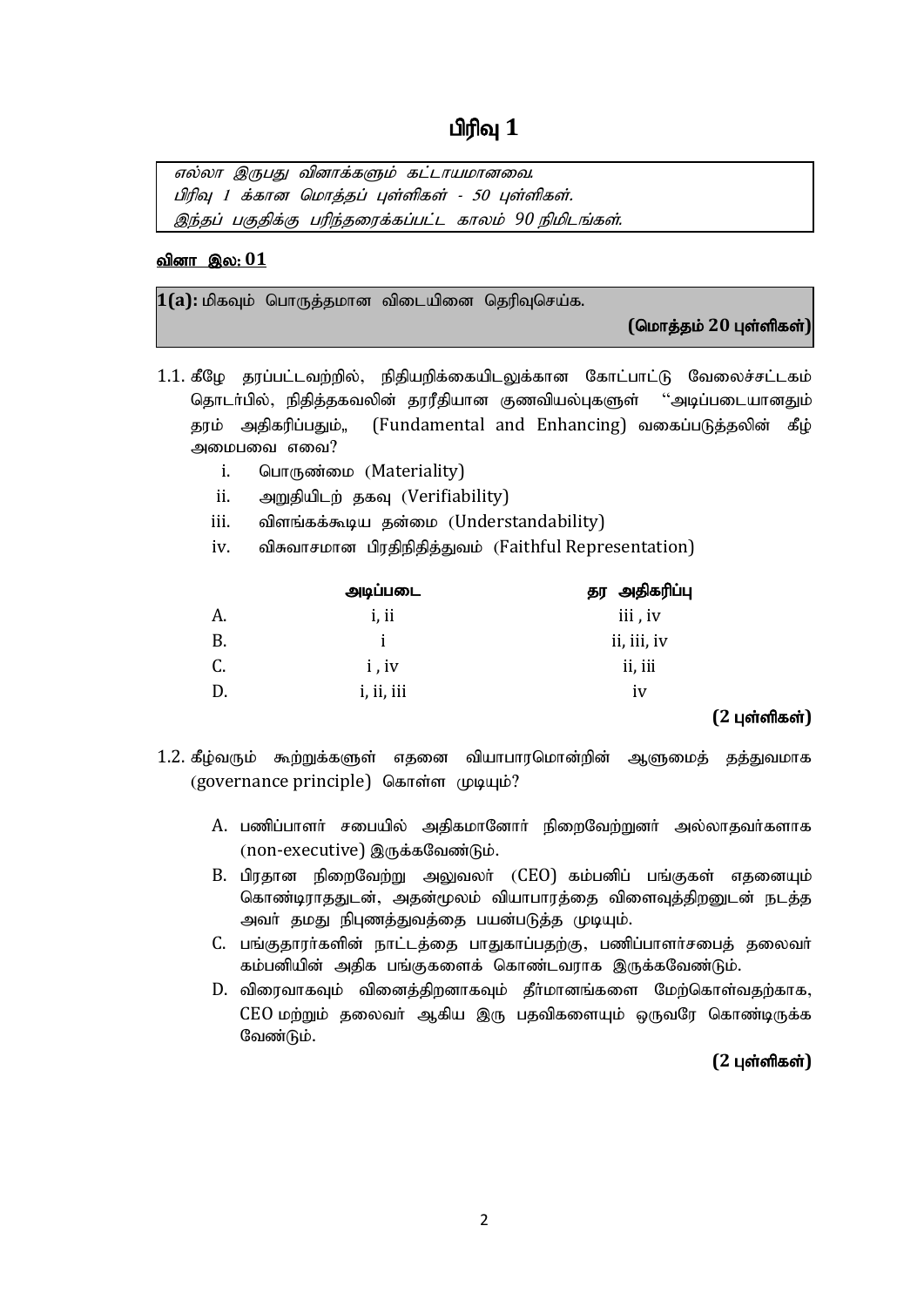# பிரிவு 1

*எல்லா இருபது வினாக்களும் கட்டாயமானவை.*
*பிரிவு 1 க்கான மொத்தப் புள்ளிகள் - 50 புள்ளிகள்.*
*இந்தப் பகுதிக்கு பரிந்தரைக்கப்பட்ட காலம் 90 நிமிடங்கள்.*

**வினா இல: 01**

**1(a):** மிகவும் பொருத்தமான விடையினை தெரிவுசெய்க.

**(மொத்தம் 20 புள்ளிகள்)**

1.1. கீழே தரப்பட்டவற்றில், நிதியறிக்கையிடலுக்கான கோட்பாட்டு வேலைச்சட்டகம் தொடர்பில், நிதித்தகவலின் தரரீதியான குணவியல்புகளுள் "அடிப்படையானதும் தரம் அதிகரிப்பதும்" (Fundamental and Enhancing) வகைப்படுத்தலின் கீழ் அமைபவை எவை?

   i. பொருண்மை (Materiality)
   ii. அறுதியிடற் தகவு (Verifiability)
   iii. விளங்கக்கூடிய தன்மை (Understandability)
   iv. விசுவாசமான பிரதிநிதித்துவம் (Faithful Representation)

| | அடிப்படை | தர அதிகரிப்பு |
|---|---|---|
| A. | i, ii | iii , iv |
| B. | i | ii, iii, iv |
| C. | i , iv | ii, iii |
| D. | i, ii, iii | iv |

**(2 புள்ளிகள்)**

1.2. கீழ்வரும் கூற்றுக்களுள் எதனை வியாபாரமொன்றின் ஆளுமைத் தத்துவமாக (governance principle) கொள்ள முடியும்?

   A. பணிப்பாளர் சபையில் அதிகமானோர் நிறைவேற்றுனர் அல்லாதவர்களாக (non-executive) இருக்கவேண்டும்.
   B. பிரதான நிறைவேற்று அலுவலர் (CEO) கம்பனிப் பங்குகள் எதனையும் கொண்டிராததுடன், அதன்மூலம் வியாபாரத்தை விளைவுத்திறனுடன் நடத்த அவர் தமது நிபுணத்துவத்தை பயன்படுத்த முடியும்.
   C. பங்குதாரர்களின் நாட்டத்தை பாதுகாப்பதற்கு, பணிப்பாளர்சபைத் தலைவர் கம்பனியின் அதிக பங்குகளைக் கொண்டவராக இருக்கவேண்டும்.
   D. விரைவாகவும் வினைத்திறனாகவும் தீர்மானங்களை மேற்கொள்வதற்காக, CEO மற்றும் தலைவர் ஆகிய இரு பதவிகளையும் ஒருவரே கொண்டிருக்க வேண்டும்.

**(2 புள்ளிகள்)**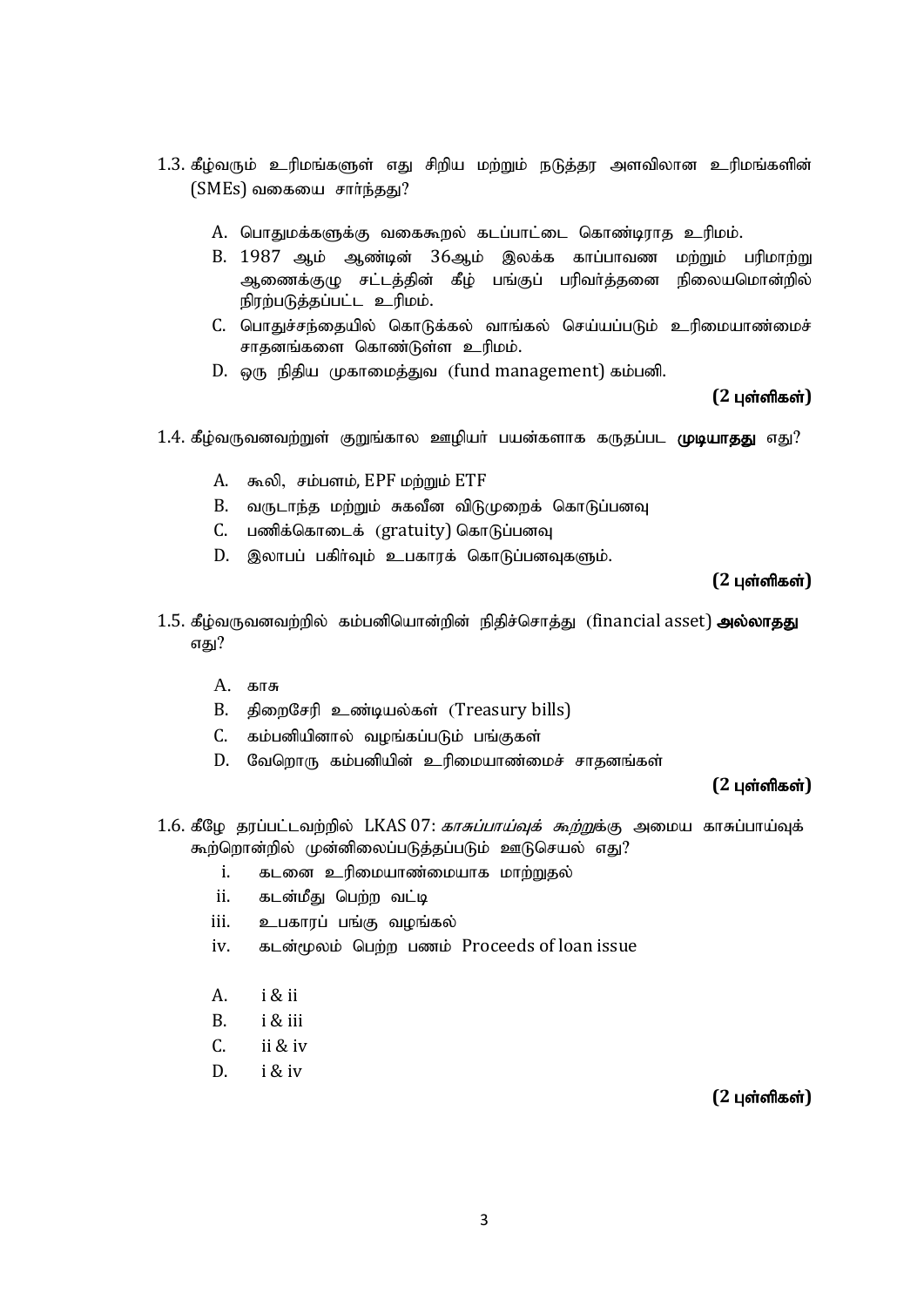1.3. கீழ்வரும் உரிமங்களுள் எது சிறிய மற்றும் நடுத்தர அளவிலான உரிமங்களின் (SMEs) வகையை சார்ந்தது?

A. பொதுமக்களுக்கு வகைகூறல் கடப்பாட்டை கொண்டிராத உரிமம்.
B. 1987 ஆம் ஆண்டின் 36ஆம் இலக்க காப்பாவண மற்றும் பரிமாற்று ஆணைக்குழு சட்டத்தின் கீழ் பங்குப் பரிவர்த்தனை நிலையமொன்றில் நிரற்படுத்தப்பட்ட உரிமம்.
C. பொதுச்சந்தையில் கொடுக்கல் வாங்கல் செய்யப்படும் உரிமையாண்மைச் சாதனங்களை கொண்டுள்ள உரிமம்.
D. ஒரு நிதிய முகாமைத்துவ (fund management) கம்பனி.

**(2 புள்ளிகள்)**

1.4. கீழ்வருவனவற்றுள் குறுங்கால ஊழியர் பயன்களாக கருதப்பட **முடியாதது** எது?

A. கூலி, சம்பளம், EPF மற்றும் ETF
B. வருடாந்த மற்றும் சுகவீன விடுமுறைக் கொடுப்பனவு
C. பணிக்கொடைக் (gratuity) கொடுப்பனவு
D. இலாபப் பகிர்வும் உபகாரக் கொடுப்பனவுகளும்.

**(2 புள்ளிகள்)**

1.5. கீழ்வருவனவற்றில் கம்பனியொன்றின் நிதிச்சொத்து (financial asset) **அல்லாதது** எது?

A. காசு
B. திறைசேரி உண்டியல்கள் (Treasury bills)
C. கம்பனியினால் வழங்கப்படும் பங்குகள்
D. வேறொரு கம்பனியின் உரிமையாண்மைச் சாதனங்கள்

**(2 புள்ளிகள்)**

1.6. கீழே தரப்பட்டவற்றில் LKAS 07: *காசுப்பாய்வுக் கூற்று*க்கு அமைய காசுப்பாய்வுக் கூற்றொன்றில் முன்னிலைப்படுத்தப்படும் ஊடுசெயல் எது?

i. கடனை உரிமையாண்மையாக மாற்றுதல்
ii. கடன்மீது பெற்ற வட்டி
iii. உபகாரப் பங்கு வழங்கல்
iv. கடன்மூலம் பெற்ற பணம் Proceeds of loan issue

A. i & ii
B. i & iii
C. ii & iv
D. i & iv

**(2 புள்ளிகள்)**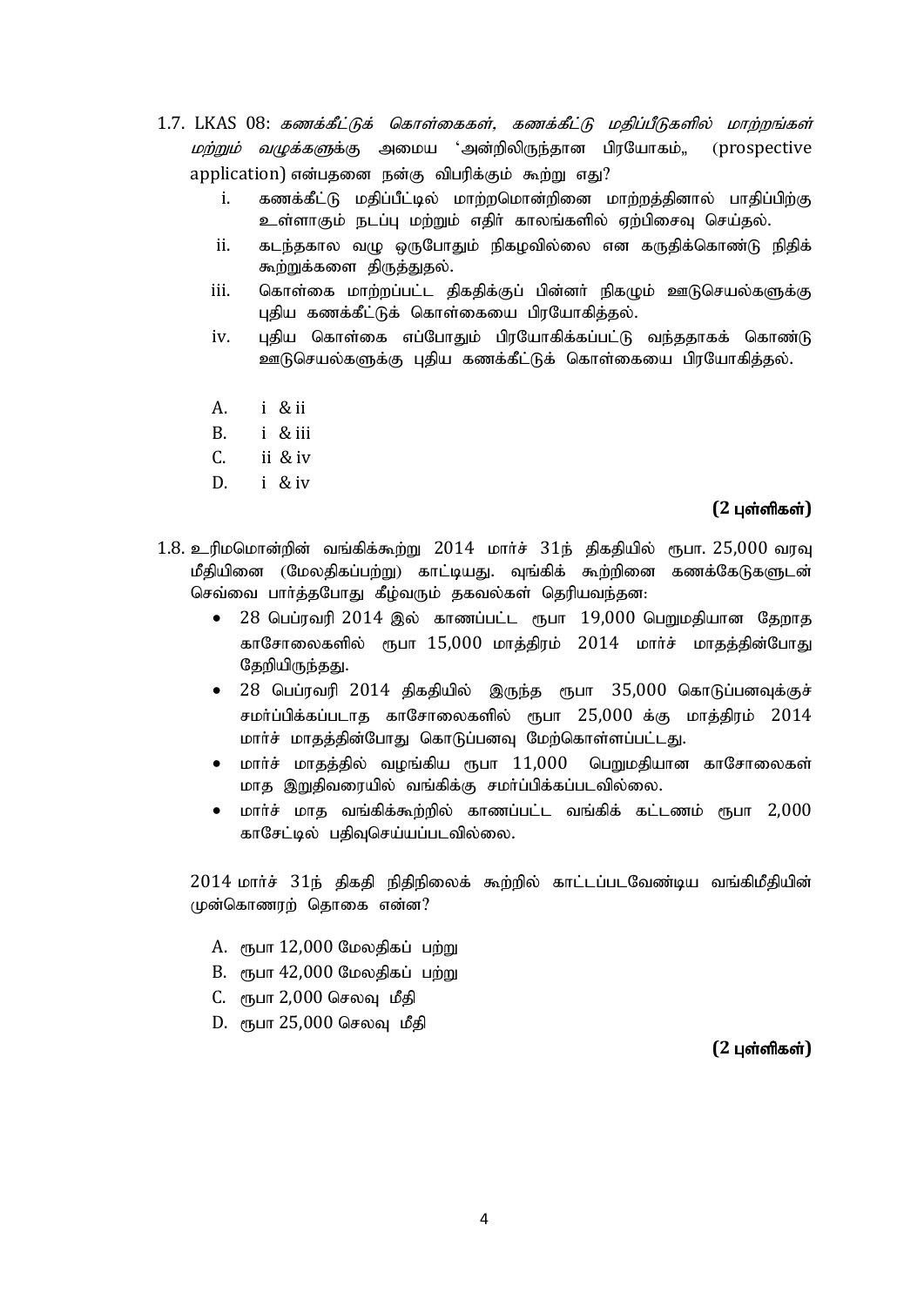1.7. LKAS 08: *கணக்கீட்டுக் கொள்கைகள், கணக்கீட்டு மதிப்பீடுகளில் மாற்றங்கள் மற்றும் வழுக்களுக்கு* அமைய 'அன்றிலிருந்தான பிரயோகம்„ (prospective application) என்பதனை நன்கு விபரிக்கும் கூற்று எது?

   i. கணக்கீட்டு மதிப்பீட்டில் மாற்றமொன்றினை மாற்றத்தினால் பாதிப்பிற்கு உள்ளாகும் நடப்பு மற்றும் எதிர் காலங்களில் ஏற்பிசைவு செய்தல்.
   ii. கடந்தகால வழு ஒருபோதும் நிகழவில்லை என கருதிக்கொண்டு நிதிக் கூற்றுக்களை திருத்துதல்.
   iii. கொள்கை மாற்றப்பட்ட திகதிக்குப் பின்னர் நிகழும் ஊடுசெயல்களுக்கு புதிய கணக்கீட்டுக் கொள்கையை பிரயோகித்தல்.
   iv. புதிய கொள்கை எப்போதும் பிரயோகிக்கப்பட்டு வந்ததாகக் கொண்டு ஊடுசெயல்களுக்கு புதிய கணக்கீட்டுக் கொள்கையை பிரயோகித்தல்.

   A. i & ii
   B. i & iii
   C. ii & iv
   D. i & iv

**(2 புள்ளிகள்)**

1.8. உரிமமொன்றின் வங்கிக்கூற்று 2014 மார்ச் 31ந் திகதியில் ரூபா. 25,000 வரவு மீதியினை (மேலதிகப்பற்று) காட்டியது. வுங்கிக் கூற்றினை கணக்கேடுகளுடன் செவ்வை பார்த்தபோது கீழ்வரும் தகவல்கள் தெரியவந்தன:

- 28 பெப்ரவரி 2014 இல் காணப்பட்ட ரூபா 19,000 பெறுமதியான தேறாத காசோலைகளில் ரூபா 15,000 மாத்திரம் 2014 மார்ச் மாதத்தின்போது தேறியிருந்தது.
- 28 பெப்ரவரி 2014 திகதியில் இருந்த ரூபா 35,000 கொடுப்பனவுக்குச் சமர்ப்பிக்கப்படாத காசோலைகளில் ரூபா 25,000 க்கு மாத்திரம் 2014 மார்ச் மாதத்தின்போது கொடுப்பனவு மேற்கொள்ளப்பட்டது.
- மார்ச் மாதத்தில் வழங்கிய ரூபா 11,000 பெறுமதியான காசோலைகள் மாத இறுதிவரையில் வங்கிக்கு சமர்ப்பிக்கப்படவில்லை.
- மார்ச் மாத வங்கிக்கூற்றில் காணப்பட்ட வங்கிக் கட்டணம் ரூபா 2,000 காசேட்டில் பதிவுசெய்யப்படவில்லை.

2014 மார்ச் 31ந் திகதி நிதிநிலைக் கூற்றில் காட்டப்படவேண்டிய வங்கிமீதியின் முன்கொணரற் தொகை என்ன?

   A. ரூபா 12,000 மேலதிகப் பற்று
   B. ரூபா 42,000 மேலதிகப் பற்று
   C. ரூபா 2,000 செலவு மீதி
   D. ரூபா 25,000 செலவு மீதி

**(2 புள்ளிகள்)**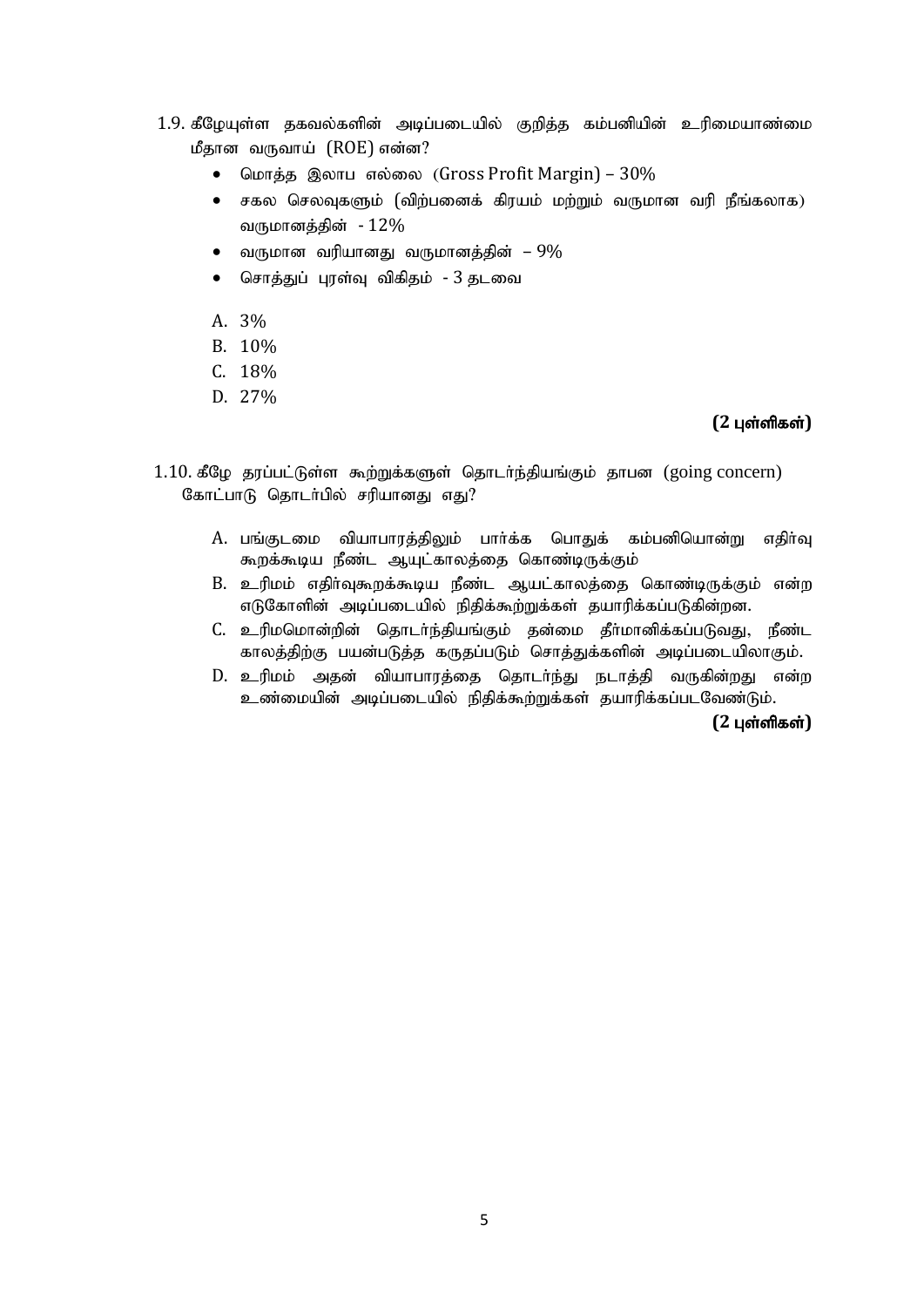1.9. கீழேயுள்ள தகவல்களின் அடிப்படையில் குறித்த கம்பனியின் உரிமையாண்மை மீதான வருவாய் (ROE) என்ன?

- மொத்த இலாப எல்லை (Gross Profit Margin) – 30%
- சகல செலவுகளும் (விற்பனைக் கிரயம் மற்றும் வருமான வரி நீங்கலாக) வருமானத்தின் - 12%
- வருமான வரியானது வருமானத்தின் – 9%
- சொத்துப் புரள்வு விகிதம் - 3 தடவை

A. 3%
B. 10%
C. 18%
D. 27%

**(2 புள்ளிகள்)**

1.10. கீழே தரப்பட்டுள்ள கூற்றுக்களுள் தொடர்ந்தியங்கும் தாபன (going concern) கோட்பாடு தொடர்பில் சரியானது எது?

A. பங்குடமை வியாபாரத்திலும் பார்க்க பொதுக் கம்பனியொன்று எதிர்வு கூறக்கூடிய நீண்ட ஆயுட்காலத்தை கொண்டிருக்கும்
B. உரிமம் எதிர்வுகூறக்கூடிய நீண்ட ஆயட்காலத்தை கொண்டிருக்கும் என்ற எடுகோளின் அடிப்படையில் நிதிக்கூற்றுக்கள் தயாரிக்கப்படுகின்றன.
C. உரிமமொன்றின் தொடர்ந்தியங்கும் தன்மை தீர்மானிக்கப்படுவது, நீண்ட காலத்திற்கு பயன்படுத்த கருதப்படும் சொத்துக்களின் அடிப்படையிலாகும்.
D. உரிமம் அதன் வியாபாரத்தை தொடர்ந்து நடாத்தி வருகின்றது என்ற உண்மையின் அடிப்படையில் நிதிக்கூற்றுக்கள் தயாரிக்கப்படவேண்டும்.

**(2 புள்ளிகள்)**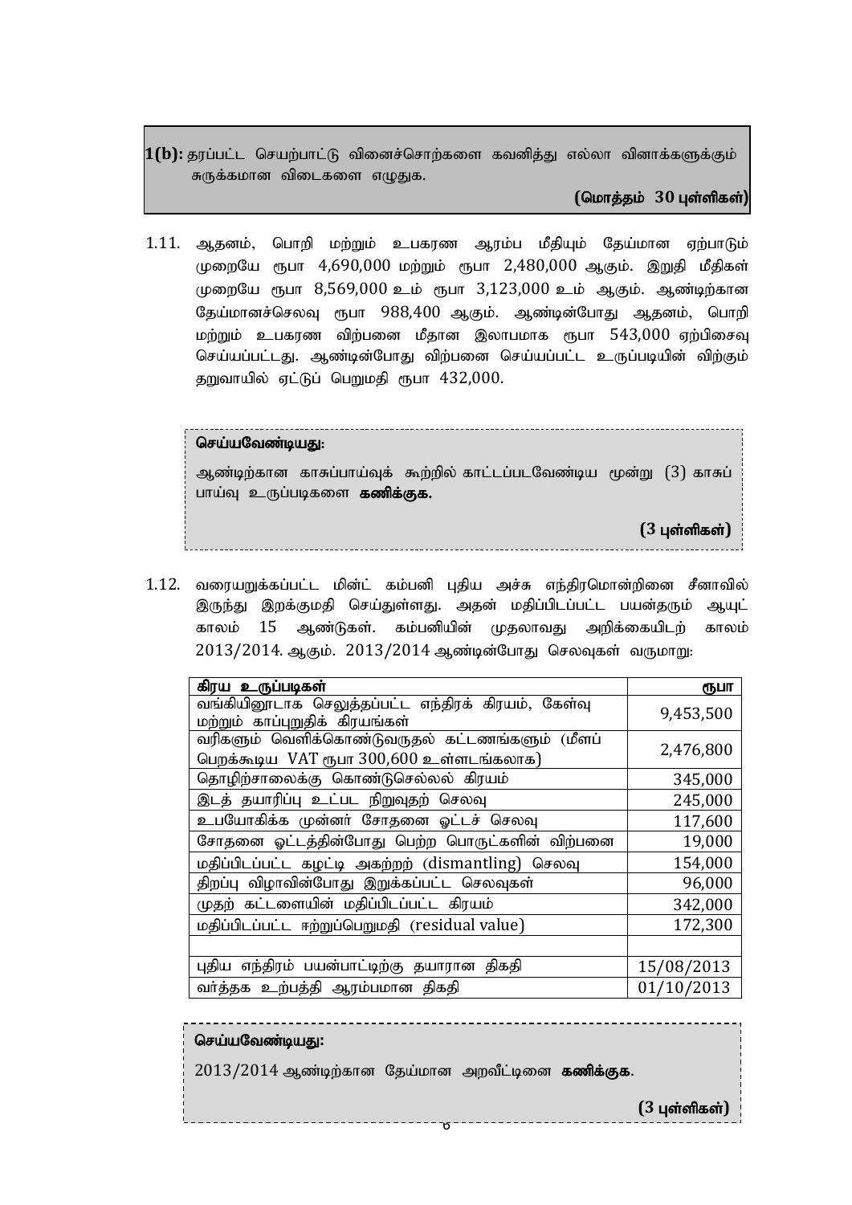**1(b):** தரப்பட்ட செயற்பாட்டு வினைச்சொற்களை கவனித்து எல்லா வினாக்களுக்கும் சுருக்கமான விடைகளை எழுதுக.

**(மொத்தம் 30 புள்ளிகள்)**

1.11. ஆதனம், பொறி மற்றும் உபகரண ஆரம்ப மீதியும் தேய்மான ஏற்பாடும் முறையே ரூபா 4,690,000 மற்றும் ரூபா 2,480,000 ஆகும். இறுதி மீதிகள் முறையே ரூபா 8,569,000 உம் ரூபா 3,123,000 உம் ஆகும். ஆண்டிற்கான தேய்மானச்செலவு ரூபா 988,400 ஆகும். ஆண்டின்போது ஆதனம், பொறி மற்றும் உபகரண விற்பனை மீதான இலாபமாக ரூபா 543,000 ஏற்பிசைவு செய்யப்பட்டது. ஆண்டின்போது விற்பனை செய்யப்பட்ட உருப்படியின் விற்கும் தறுவாயில் ஏட்டுப் பெறுமதி ரூபா 432,000.

**செய்யவேண்டியது:**

ஆண்டிற்கான காசுப்பாய்வுக் கூற்றில் காட்டப்படவேண்டிய மூன்று (3) காசுப் பாய்வு உருப்படிகளை **கணிக்குக.**

**(3 புள்ளிகள்)**

1.12. வரையறுக்கப்பட்ட மின்ட் கம்பனி புதிய அச்சு எந்திரமொன்றினை சீனாவில் இருந்து இறக்குமதி செய்துள்ளது. அதன் மதிப்பிடப்பட்ட பயன்தரும் ஆயுட் காலம் 15 ஆண்டுகள். கம்பனியின் முதலாவது அறிக்கையிடற் காலம் 2013/2014. ஆகும். 2013/2014 ஆண்டின்போது செலவுகள் வருமாறு:

| கிரய உருப்படிகள் | ரூபா |
|---|---|
| வங்கியினூடாக செலுத்தப்பட்ட எந்திரக் கிரயம், கேள்வு மற்றும் காப்புறுதிக் கிரயங்கள் | 9,453,500 |
| வரிகளும் வெளிக்கொண்டுவருதல் கட்டணங்களும் (மீளப் பெறக்கூடிய VAT ரூபா 300,600 உள்ளடங்கலாக) | 2,476,800 |
| தொழிற்சாலைக்கு கொண்டுசெல்லல் கிரயம் | 345,000 |
| இடத் தயாரிப்பு உட்பட நிறுவுதற் செலவு | 245,000 |
| உபயோகிக்க முன்னர் சோதனை ஓட்டச் செலவு | 117,600 |
| சோதனை ஓட்டத்தின்போது பெற்ற பொருட்களின் விற்பனை | 19,000 |
| மதிப்பிடப்பட்ட கழட்டி அகற்றற் (dismantling) செலவு | 154,000 |
| திறப்பு விழாவின்போது இறுக்கப்பட்ட செலவுகள் | 96,000 |
| முதற் கட்டளையின் மதிப்பிடப்பட்ட கிரயம் | 342,000 |
| மதிப்பிடப்பட்ட ஈற்றுப்பெறுமதி (residual value) | 172,300 |
| | |
| புதிய எந்திரம் பயன்பாட்டிற்கு தயாரான திகதி | 15/08/2013 |
| வர்த்தக உற்பத்தி ஆரம்பமான திகதி | 01/10/2013 |

**செய்யவேண்டியது:**

2013/2014 ஆண்டிற்கான தேய்மான அறவீட்டினை **கணிக்குக.**

**(3 புள்ளிகள்)**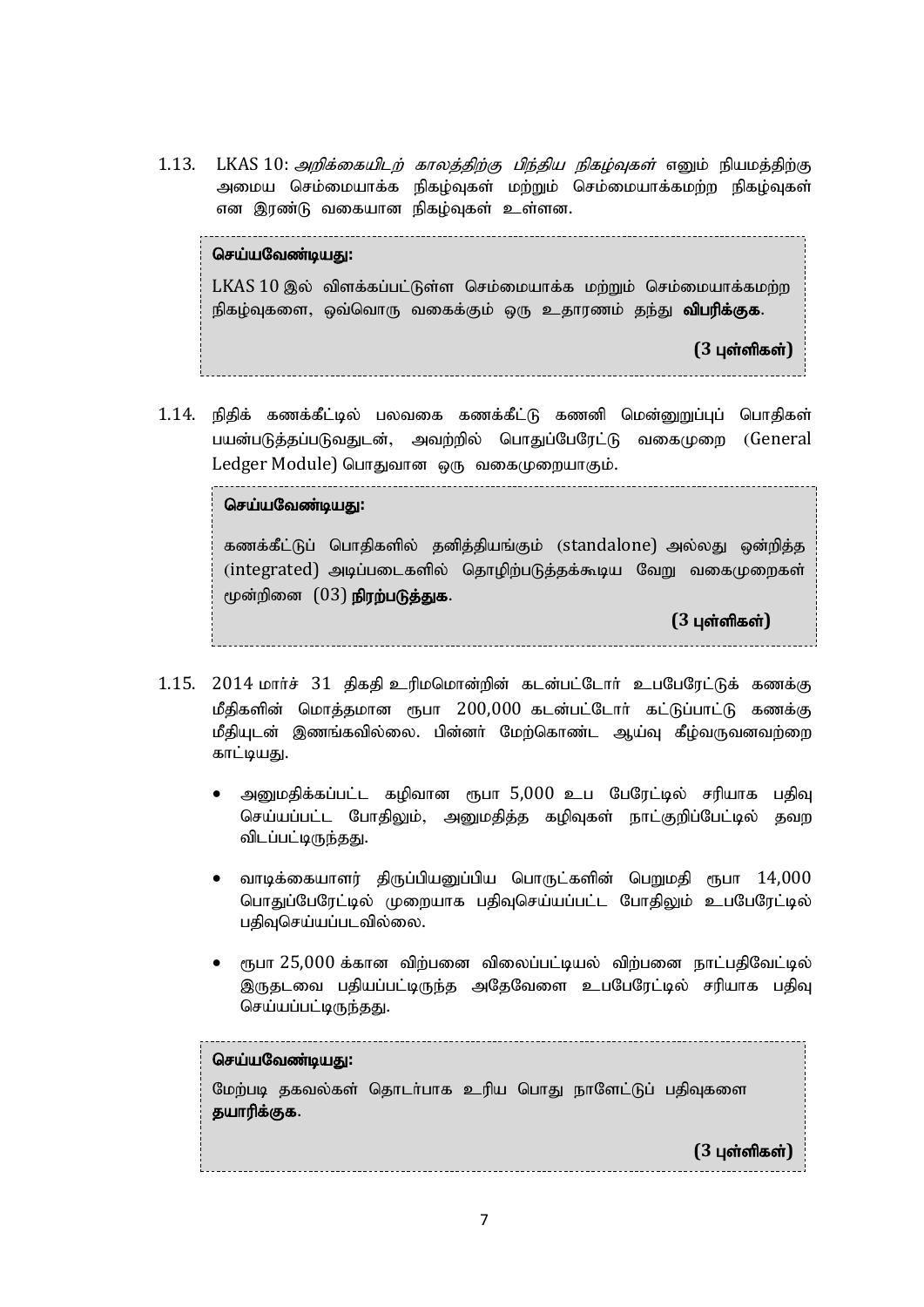1.13. LKAS 10: *அறிக்கையிடற் காலத்திற்கு பிந்திய நிகழ்வுகள்* எனும் நியமத்திற்கு அமைய செம்மையாக்க நிகழ்வுகள் மற்றும் செம்மையாக்கமற்ற நிகழ்வுகள் என இரண்டு வகையான நிகழ்வுகள் உள்ளன.

> **செய்யவேண்டியது:**
>
> LKAS 10 இல் விளக்கப்பட்டுள்ள செம்மையாக்க மற்றும் செம்மையாக்கமற்ற நிகழ்வுகளை, ஒவ்வொரு வகைக்கும் ஒரு உதாரணம் தந்து **விபரிக்குக**.
>
> **(3 புள்ளிகள்)**

1.14. நிதிக் கணக்கீட்டில் பலவகை கணக்கீட்டு கணனி மென்னுறுப்புப் பொதிகள் பயன்படுத்தப்படுவதுடன், அவற்றில் பொதுப்பேரேட்டு வகைமுறை (General Ledger Module) பொதுவான ஒரு வகைமுறையாகும்.

> **செய்யவேண்டியது:**
>
> கணக்கீட்டுப் பொதிகளில் தனித்தியங்கும் (standalone) அல்லது ஒன்றித்த (integrated) அடிப்படைகளில் தொழிற்படுத்தக்கூடிய வேறு வகைமுறைகள் மூன்றினை (03) **நிரற்படுத்துக**.
>
> **(3 புள்ளிகள்)**

1.15. 2014 மார்ச் 31 திகதி உரிமமொன்றின் கடன்பட்டோர் உபபேரேட்டுக் கணக்கு மீதிகளின் மொத்தமான ரூபா 200,000 கடன்பட்டோர் கட்டுப்பாட்டு கணக்கு மீதியுடன் இணங்கவில்லை. பின்னர் மேற்கொண்ட ஆய்வு கீழ்வருவனவற்றை காட்டியது.

- அனுமதிக்கப்பட்ட கழிவான ரூபா 5,000 உப பேரேட்டில் சரியாக பதிவு செய்யப்பட்ட போதிலும், அனுமதித்த கழிவுகள் நாட்குறிப்பேட்டில் தவற விடப்பட்டிருந்தது.
- வாடிக்கையாளர் திருப்பியனுப்பிய பொருட்களின் பெறுமதி ரூபா 14,000 பொதுப்பேரேட்டில் முறையாக பதிவுசெய்யப்பட்ட போதிலும் உபபேரேட்டில் பதிவுசெய்யப்படவில்லை.
- ரூபா 25,000 க்கான விற்பனை விலைப்பட்டியல் விற்பனை நாட்பதிவேட்டில் இருதடவை பதியப்பட்டிருந்த அதேவேளை உபபேரேட்டில் சரியாக பதிவு செய்யப்பட்டிருந்தது.

> **செய்யவேண்டியது:**
>
> மேற்படி தகவல்கள் தொடர்பாக உரிய பொது நாளேட்டுப் பதிவுகளை **தயாரிக்குக**.
>
> **(3 புள்ளிகள்)**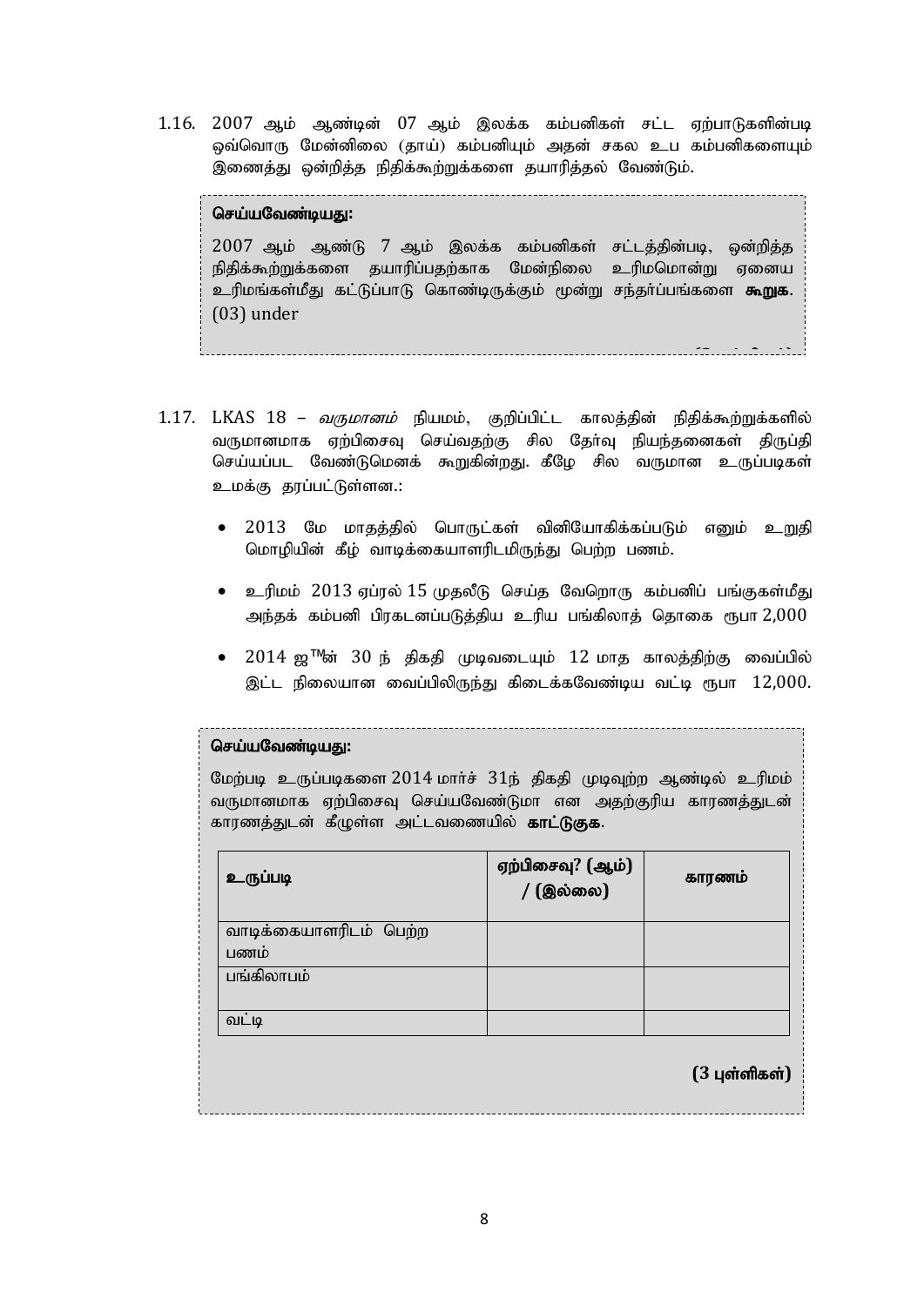1.16. 2007 ஆம் ஆண்டின் 07 ஆம் இலக்க கம்பனிகள் சட்ட ஏற்பாடுகளின்படி ஒவ்வொரு மேன்நிலை (தாய்) கம்பனியும் அதன் சகல உப கம்பனிகளையும் இணைத்து ஒன்றித்த நிதிக்கூற்றுக்களை தயாரித்தல் வேண்டும்.

**செய்யவேண்டியது:**

2007 ஆம் ஆண்டு 7 ஆம் இலக்க கம்பனிகள் சட்டத்தின்படி, ஒன்றித்த நிதிக்கூற்றுக்களை தயாரிப்பதற்காக மேன்நிலை உரிமமொன்று ஏனைய உரிமங்கள்மீது கட்டுப்பாடு கொண்டிருக்கும் மூன்று சந்தர்ப்பங்களை **கூறுக**. (03) under

1.17. LKAS 18 – *வருமானம்* நியமம், குறிப்பிட்ட காலத்தின் நிதிக்கூற்றுக்களில் வருமானமாக ஏற்பிசைவு செய்வதற்கு சில தேர்வு நியந்தனைகள் திருப்தி செய்யப்பட வேண்டுமெனக் கூறுகின்றது. கீழே சில வருமான உருப்படிகள் உமக்கு தரப்பட்டுள்ளன.:

- 2013 மே மாதத்தில் பொருட்கள் வினியோகிக்கப்படும் எனும் உறுதி மொழியின் கீழ் வாடிக்கையாளரிடமிருந்து பெற்ற பணம்.
- உரிமம் 2013 ஏப்ரல் 15 முதலீடு செய்த வேறொரு கம்பனிப் பங்குகள்மீது அந்தக் கம்பனி பிரகடனப்படுத்திய உரிய பங்கிலாத் தொகை ரூபா 2,000
- 2014 ஜ™ன் 30 ந் திகதி முடிவடையும் 12 மாத காலத்திற்கு வைப்பில் இட்ட நிலையான வைப்பிலிருந்து கிடைக்கவேண்டிய வட்டி ரூபா 12,000.

**செய்யவேண்டியது:**

மேற்படி உருப்படிகளை 2014 மார்ச் 31ந் திகதி முடிவுற்ற ஆண்டில் உரிமம் வருமானமாக ஏற்பிசைவு செய்யவேண்டுமா என அதற்குரிய காரணத்துடன் காரணத்துடன் கீழுள்ள அட்டவணையில் **காட்டுக**.

| உருப்படி | ஏற்பிசைவு? (ஆம்) / (இல்லை) | காரணம் |
|---|---|---|
| வாடிக்கையாளரிடம் பெற்ற பணம் | | |
| பங்கிலாபம் | | |
| வட்டி | | |

**(3 புள்ளிகள்)**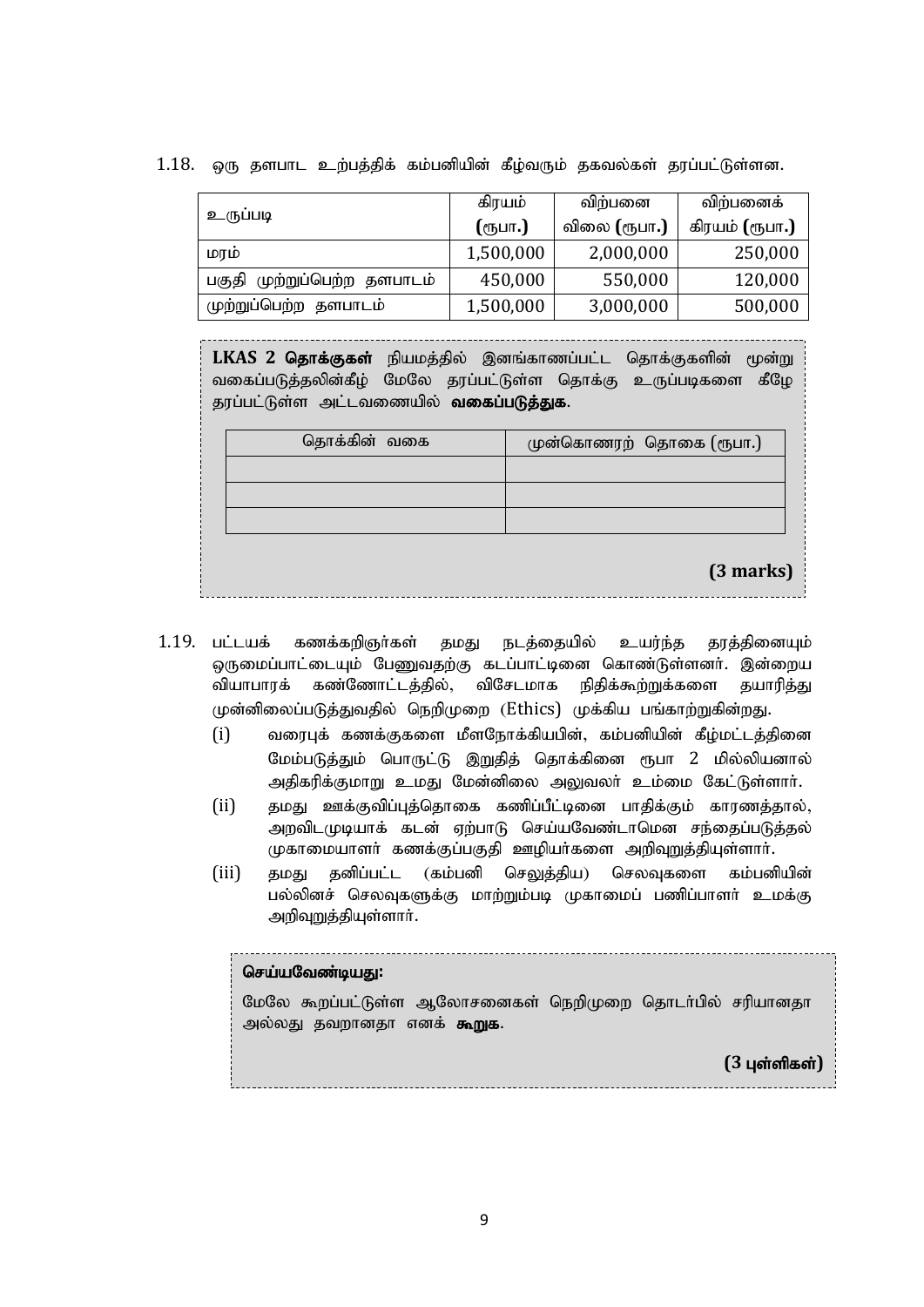1.18. ஒரு தளபாட உற்பத்திக் கம்பனியின் கீழ்வரும் தகவல்கள் தரப்பட்டுள்ளன.

| உருப்படி | கிரயம் (ரூபா.) | விற்பனை விலை (ரூபா.) | விற்பனைக் கிரயம் (ரூபா.) |
|---|---|---|---|
| மரம் | 1,500,000 | 2,000,000 | 250,000 |
| பகுதி முற்றுப்பெற்ற தளபாடம் | 450,000 | 550,000 | 120,000 |
| முற்றுப்பெற்ற தளபாடம் | 1,500,000 | 3,000,000 | 500,000 |

**LKAS 2 தொக்குகள்** நியமத்தில் இனங்காணப்பட்ட தொக்குகளின் மூன்று வகைப்படுத்தலின்கீழ் மேலே தரப்பட்டுள்ள தொக்கு உருப்படிகளை கீழே தரப்பட்டுள்ள அட்டவணையில் **வகைப்படுத்துக**.

| தொக்கின் வகை | முன்கொணரற் தொகை (ரூபா.) |
|---|---|
| | |
| | |
| | |

**(3 marks)**

1.19. பட்டயக் கணக்கறிஞர்கள் தமது நடத்தையில் உயர்ந்த தரத்தினையும் ஒருமைப்பாட்டையும் பேணுவதற்கு கடப்பாட்டினை கொண்டுள்ளனர். இன்றைய வியாபாரக் கண்ணோட்டத்தில், விசேடமாக நிதிக்கூற்றுக்களை தயாரித்து முன்னிலைப்படுத்துவதில் நெறிமுறை (Ethics) முக்கிய பங்காற்றுகின்றது.

(i) வரைபுக் கணக்குகளை மீளநோக்கியபின், கம்பனியின் கீழ்மட்டத்தினை மேம்படுத்தும் பொருட்டு இறுதித் தொக்கினை ரூபா 2 மில்லியனால் அதிகரிக்குமாறு உமது மேன்னிலை அலுவலர் உம்மை கேட்டுள்ளார்.

(ii) தமது ஊக்குவிப்புத்தொகை கணிப்பீட்டினை பாதிக்கும் காரணத்தால், அறவிடமுடியாக் கடன் ஏற்பாடு செய்யவேண்டாமென சந்தைப்படுத்தல் முகாமையாளர் கணக்குப்பகுதி ஊழியர்களை அறிவுறுத்தியுள்ளார்.

(iii) தமது தனிப்பட்ட (கம்பனி செலுத்திய) செலவுகளை கம்பனியின் பல்லினச் செலவுகளுக்கு மாற்றும்படி முகாமைப் பணிப்பாளர் உமக்கு அறிவுறுத்தியுள்ளார்.

**செய்யவேண்டியது:**

மேலே கூறப்பட்டுள்ள ஆலோசனைகள் நெறிமுறை தொடர்பில் சரியானதா அல்லது தவறானதா எனக் **கூறுக**.

**(3 புள்ளிகள்)**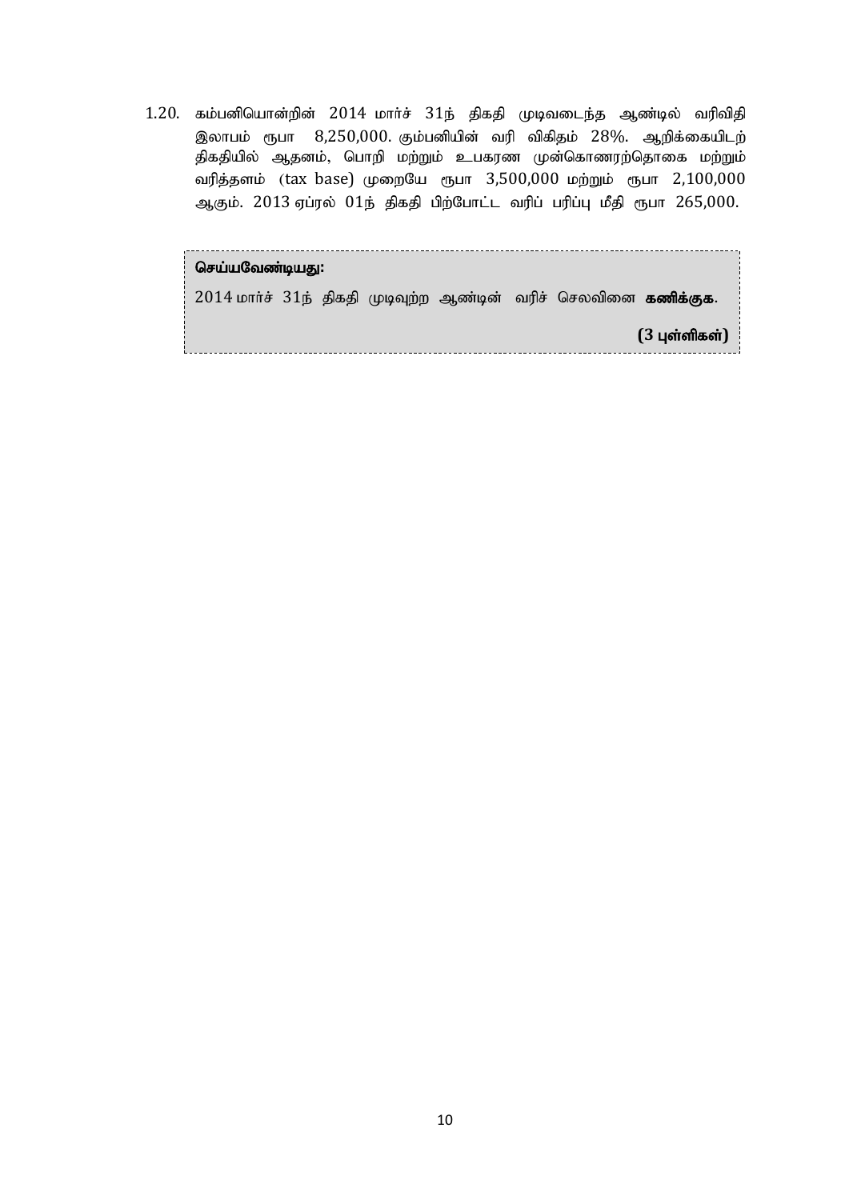1.20. கம்பனியொன்றின் 2014 மார்ச் 31ந் திகதி முடிவடைந்த ஆண்டில் வரிவிதி இலாபம் ரூபா 8,250,000. கும்பனியின் வரி விகிதம் 28%. ஆறிக்கையிடற் திகதியில் ஆதனம், பொறி மற்றும் உபகரண முன்கொணரற்தொகை மற்றும் வரித்தளம் (tax base) முறையே ரூபா 3,500,000 மற்றும் ரூபா 2,100,000 ஆகும். 2013 ஏப்ரல் 01ந் திகதி பிற்போட்ட வரிப் பரிப்பு மீதி ரூபா 265,000.

**செய்யவேண்டியது:**

2014 மார்ச் 31ந் திகதி முடிவுற்ற ஆண்டின் வரிச் செலவினை **கணிக்குக**.

**(3 புள்ளிகள்)**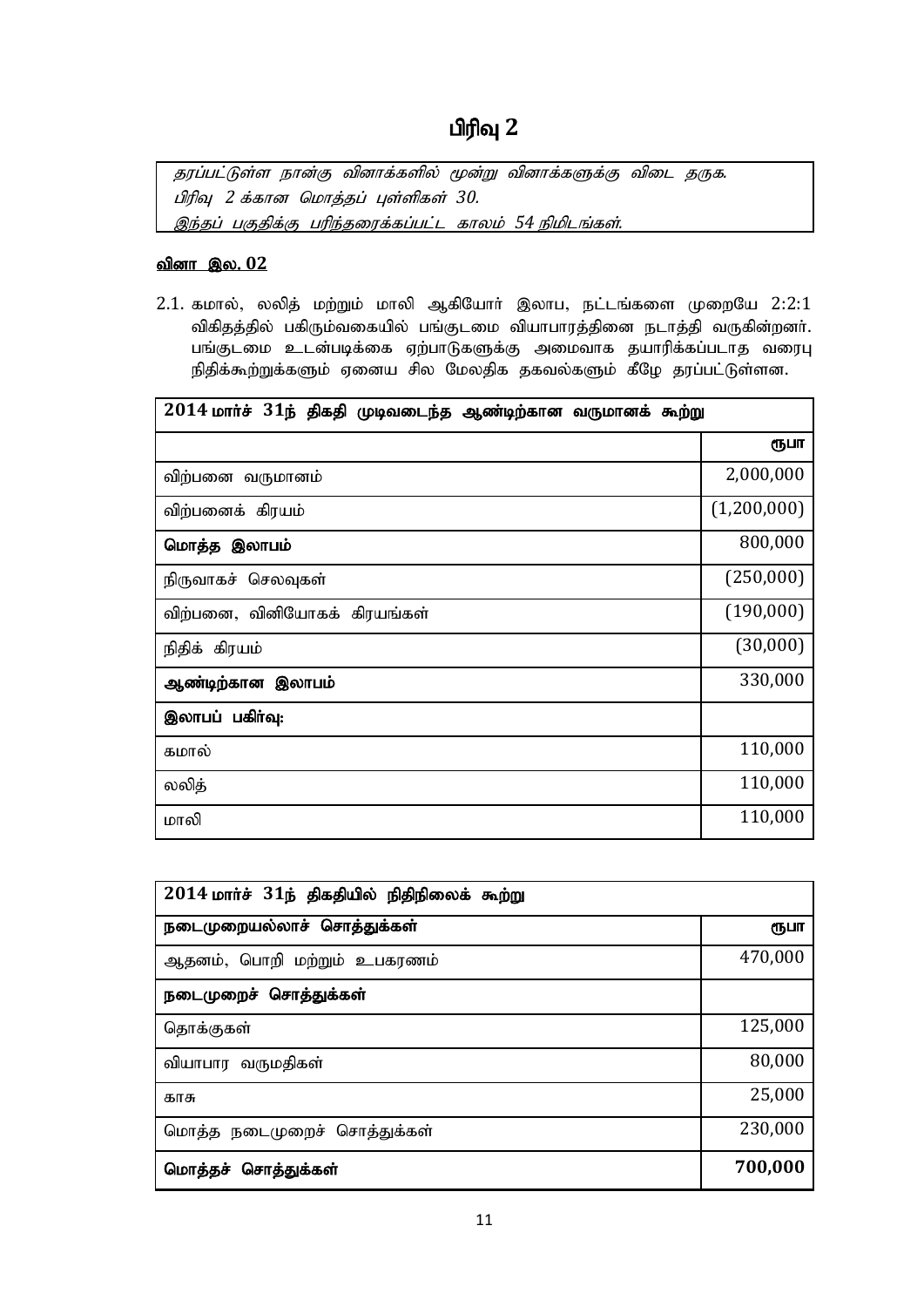# பிரிவு 2

*தரப்பட்டுள்ள நான்கு வினாக்களில் மூன்று வினாக்களுக்கு விடை தருக.*
*பிரிவு 2 க்கான மொத்தப் புள்ளிகள் 30.*
*இந்தப் பகுதிக்கு பரிந்தரைக்கப்பட்ட காலம் 54 நிமிடங்கள்.*

**வினா இல. 02**

2.1. கமால், லலித் மற்றும் மாலி ஆகியோர் இலாப, நட்டங்களை முறையே 2:2:1 விகிதத்தில் பகிரும்வகையில் பங்குடமை வியாபாரத்தினை நடாத்தி வருகின்றனர். பங்குடமை உடன்படிக்கை ஏற்பாடுகளுக்கு அமைவாக தயாரிக்கப்படாத வரைபு நிதிக்கூற்றுக்களும் ஏனைய சில மேலதிக தகவல்களும் கீழே தரப்பட்டுள்ளன.

| **2014 மார்ச் 31ந் திகதி முடிவடைந்த ஆண்டிற்கான வருமானக் கூற்று** | |
|---|---|
| | **ரூபா** |
| விற்பனை வருமானம் | 2,000,000 |
| விற்பனைக் கிரயம் | (1,200,000) |
| **மொத்த இலாபம்** | 800,000 |
| நிருவாகச் செலவுகள் | (250,000) |
| விற்பனை, வினியோகக் கிரயங்கள் | (190,000) |
| நிதிக் கிரயம் | (30,000) |
| **ஆண்டிற்கான இலாபம்** | 330,000 |
| **இலாபப் பகிர்வு:** | |
| கமால் | 110,000 |
| லலித் | 110,000 |
| மாலி | 110,000 |

| **2014 மார்ச் 31ந் திகதியில் நிதிநிலைக் கூற்று** | |
|---|---|
| **நடைமுறையல்லாச் சொத்துக்கள்** | **ரூபா** |
| ஆதனம், பொறி மற்றும் உபகரணம் | 470,000 |
| **நடைமுறைச் சொத்துக்கள்** | |
| தொக்குகள் | 125,000 |
| வியாபார வருமதிகள் | 80,000 |
| காசு | 25,000 |
| மொத்த நடைமுறைச் சொத்துக்கள் | 230,000 |
| **மொத்தச் சொத்துக்கள்** | **700,000** |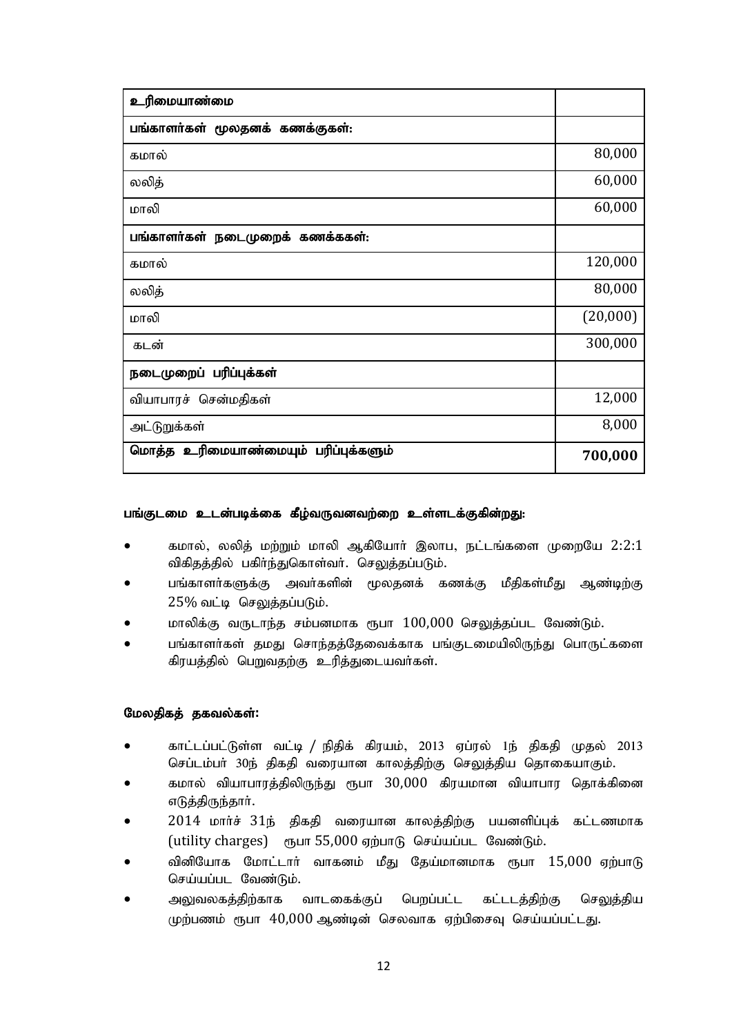| உரிமையாண்மை | |
|---|---|
| பங்காளர்கள் மூலதனக் கணக்குகள்: | |
| கமால் | 80,000 |
| லலித் | 60,000 |
| மாலி | 60,000 |
| பங்காளர்கள் நடைமுறைக் கணக்ககள்: | |
| கமால் | 120,000 |
| லலித் | 80,000 |
| மாலி | (20,000) |
| கடன் | 300,000 |
| நடைமுறைப் பரிப்புக்கள் | |
| வியாபாரச் சென்மதிகள் | 12,000 |
| அட்டுறுக்கள் | 8,000 |
| **மொத்த உரிமையாண்மையும் பரிப்புக்களும்** | **700,000** |

**பங்குடமை உடன்படிக்கை கீழ்வருவனவற்றை உள்ளடக்குகின்றது:**

- கமால், லலித் மற்றும் மாலி ஆகியோர் இலாப, நட்டங்களை முறையே 2:2:1 விகிதத்தில் பகிர்ந்துகொள்வர். செலுத்தப்படும்.
- பங்காளர்களுக்கு அவர்களின் மூலதனக் கணக்கு மீதிகள்மீது ஆண்டிற்கு 25% வட்டி செலுத்தப்படும்.
- மாலிக்கு வருடாந்த சம்பளமாக ரூபா 100,000 செலுத்தப்பட வேண்டும்.
- பங்காளர்கள் தமது சொந்தத்தேவைக்காக பங்குடமையிலிருந்து பொருட்களை கிரயத்தில் பெறுவதற்கு உரித்துடையவர்கள்.

**மேலதிகத் தகவல்கள்:**

- காட்டப்பட்டுள்ள வட்டி / நிதிக் கிரயம், 2013 ஏப்ரல் 1ந் திகதி முதல் 2013 செப்டம்பர் 30ந் திகதி வரையான காலத்திற்கு செலுத்திய தொகையாகும்.
- கமால் வியாபாரத்திலிருந்து ரூபா 30,000 கிரயமான வியாபார தொக்கினை எடுத்திருந்தார்.
- 2014 மார்ச் 31ந் திகதி வரையான காலத்திற்கு பயனளிப்புக் கட்டணமாக (utility charges) ரூபா 55,000 ஏற்பாடு செய்யப்பட வேண்டும்.
- வினியோக மோட்டார் வாகனம் மீது தேய்மானமாக ரூபா 15,000 ஏற்பாடு செய்யப்பட வேண்டும்.
- அலுவலகத்திற்காக வாடகைக்குப் பெறப்பட்ட கட்டடத்திற்கு செலுத்திய முற்பணம் ரூபா 40,000 ஆண்டின் செலவாக ஏற்பிசைவு செய்யப்பட்டது.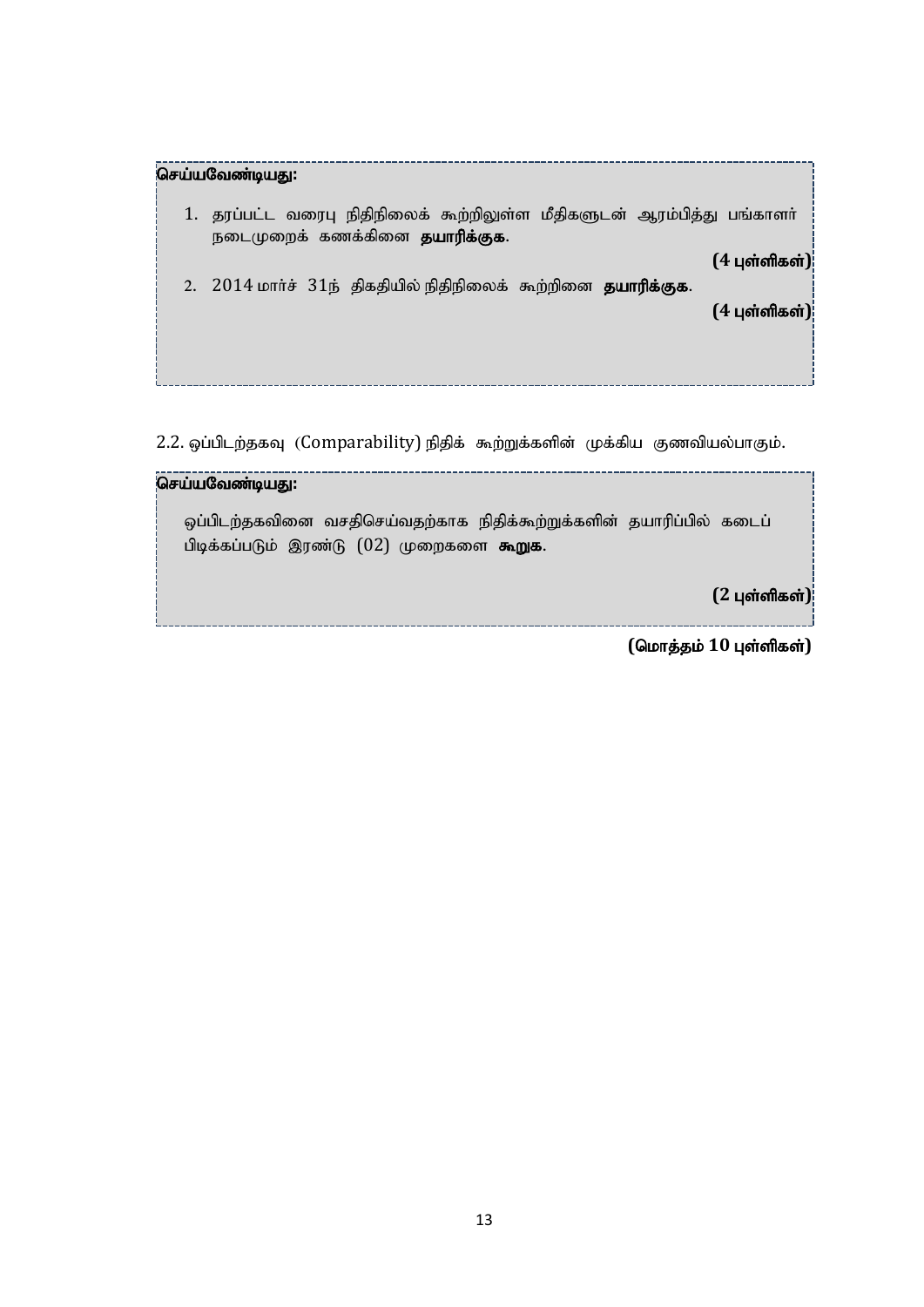**செய்யவேண்டியது:**

1. தரப்பட்ட வரைபு நிதிநிலைக் கூற்றிலுள்ள மீதிகளுடன் ஆரம்பித்து பங்காளர் நடைமுறைக் கணக்கினை **தயாரிக்குக**.

**(4 புள்ளிகள்)**

2. 2014 மார்ச் 31ந் திகதியில் நிதிநிலைக் கூற்றினை **தயாரிக்குக**.

**(4 புள்ளிகள்)**

2.2. ஒப்பிடற்தகவு (Comparability) நிதிக் கூற்றுக்களின் முக்கிய குணவியல்பாகும்.

**செய்யவேண்டியது:**

ஒப்பிடற்தகவினை வசதிசெய்வதற்காக நிதிக்கூற்றுக்களின் தயாரிப்பில் கடைப் பிடிக்கப்படும் இரண்டு (02) முறைகளை **கூறுக**.

**(2 புள்ளிகள்)**

**(மொத்தம் 10 புள்ளிகள்)**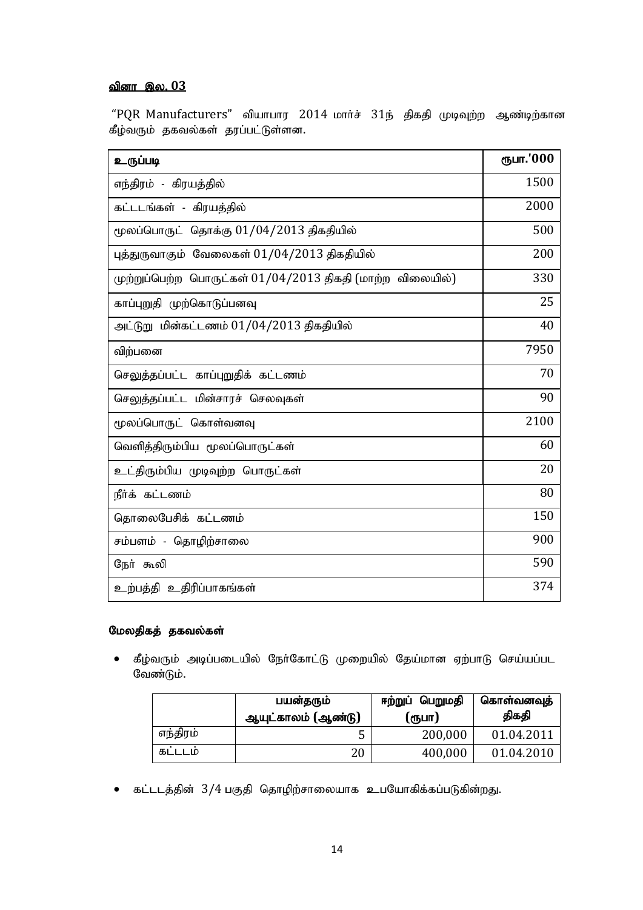## வினா இல. 03

"PQR Manufacturers" வியாபார 2014 மார்ச் 31ந் திகதி முடிவுற்ற ஆண்டிற்கான கீழ்வரும் தகவல்கள் தரப்பட்டுள்ளன.

| உருப்படி | ரூபா.'000 |
|---|---:|
| எந்திரம் - கிரயத்தில் | 1500 |
| கட்டடங்கள் - கிரயத்தில் | 2000 |
| மூலப்பொருட் தொக்கு 01/04/2013 திகதியில் | 500 |
| புத்துருவாகும் வேலைகள் 01/04/2013 திகதியில் | 200 |
| முற்றுப்பெற்ற பொருட்கள் 01/04/2013 திகதி (மாற்ற விலையில்) | 330 |
| காப்புறுதி முற்கொடுப்பனவு | 25 |
| அட்டுறு மின்கட்டணம் 01/04/2013 திகதியில் | 40 |
| விற்பனை | 7950 |
| செலுத்தப்பட்ட காப்புறுதிக் கட்டணம் | 70 |
| செலுத்தப்பட்ட மின்சாரச் செலவுகள் | 90 |
| மூலப்பொருட் கொள்வனவு | 2100 |
| வெளித்திரும்பிய மூலப்பொருட்கள் | 60 |
| உட்திரும்பிய முடிவுற்ற பொருட்கள் | 20 |
| நீர்க் கட்டணம் | 80 |
| தொலைபேசிக் கட்டணம் | 150 |
| சம்பளம் - தொழிற்சாலை | 900 |
| நேர் கூலி | 590 |
| உற்பத்தி உதிரிப்பாகங்கள் | 374 |

### மேலதிகத் தகவல்கள்

- கீழ்வரும் அடிப்படையில் நேர்கோட்டு முறையில் தேய்மான ஏற்பாடு செய்யப்பட வேண்டும்.

| | பயன்தரும் ஆயுட்காலம் (ஆண்டு) | ஈற்றுப் பெறுமதி (ரூபா) | கொள்வனவுத் திகதி |
|---|---:|---:|---:|
| எந்திரம் | 5 | 200,000 | 01.04.2011 |
| கட்டடம் | 20 | 400,000 | 01.04.2010 |

- கட்டடத்தின் 3/4 பகுதி தொழிற்சாலையாக உபயோகிக்கப்படுகின்றது.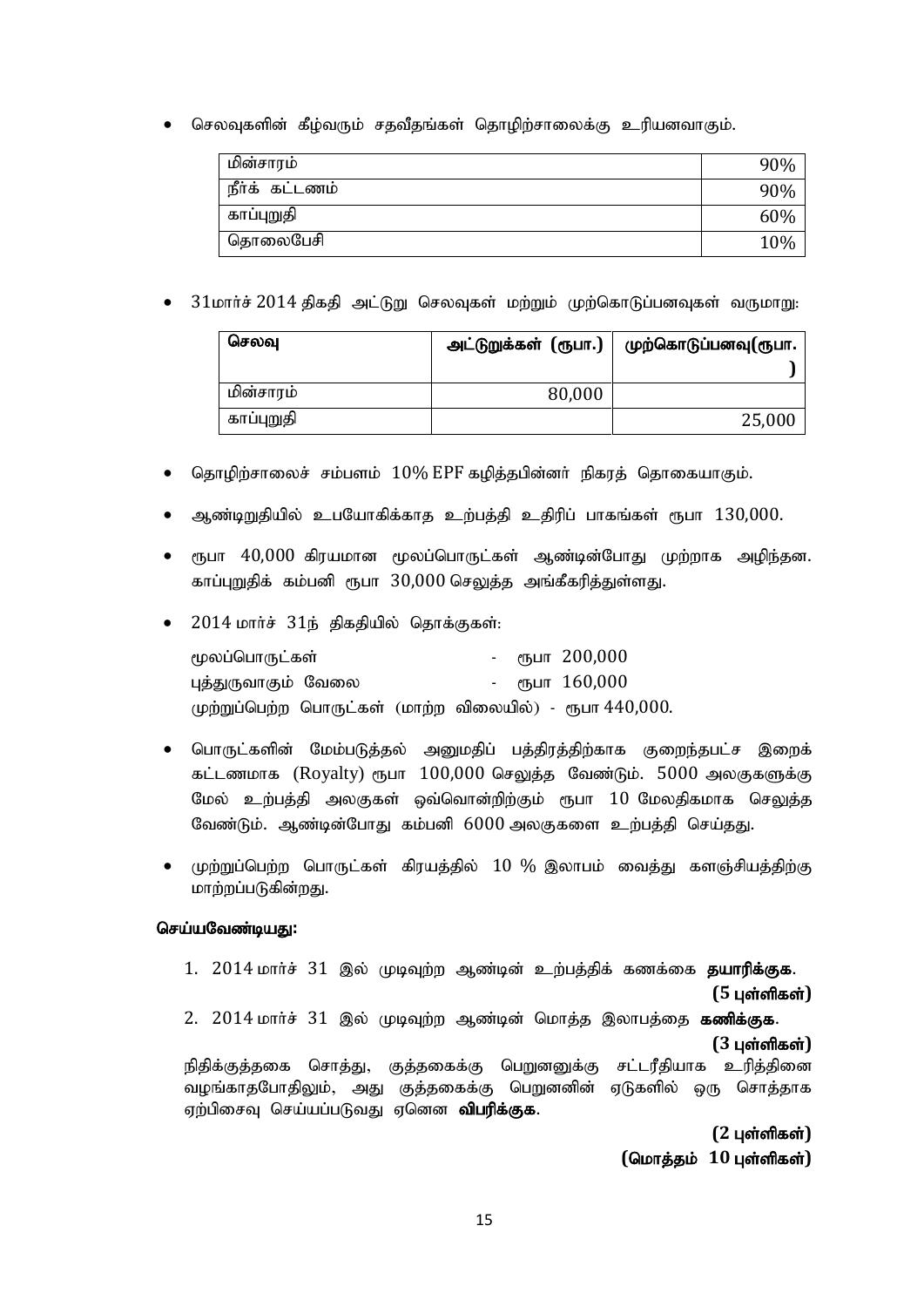- செலவுகளின் கீழ்வரும் சதவீதங்கள் தொழிற்சாலைக்கு உரியனவாகும்.

| | |
|---|---|
| மின்சாரம் | 90% |
| நீர்க் கட்டணம் | 90% |
| காப்புறுதி | 60% |
| தொலைபேசி | 10% |

- 31மார்ச் 2014 திகதி அட்டுறு செலவுகள் மற்றும் முற்கொடுப்பனவுகள் வருமாறு:

| **செலவு** | **அட்டுறுக்கள் (ரூபா.)** | **முற்கொடுப்பனவு(ரூபா.)** |
|---|---|---|
| மின்சாரம் | 80,000 | |
| காப்புறுதி | | 25,000 |

- தொழிற்சாலைச் சம்பளம் 10% EPF கழித்தபின்னர் நிகரத் தொகையாகும்.
- ஆண்டிறுதியில் உபயோகிக்காத உற்பத்தி உதிரிப் பாகங்கள் ரூபா 130,000.
- ரூபா 40,000 கிரயமான மூலப்பொருட்கள் ஆண்டின்போது முற்றாக அழிந்தன. காப்புறுதிக் கம்பனி ரூபா 30,000 செலுத்த அங்கீகரித்துள்ளது.
- 2014 மார்ச் 31ந் திகதியில் தொக்குகள்:

  மூலப்பொருட்கள் - ரூபா 200,000
  புத்துருவாகும் வேலை - ரூபா 160,000
  முற்றுப்பெற்ற பொருட்கள் (மாற்ற விலையில்) - ரூபா 440,000.

- பொருட்களின் மேம்படுத்தல் அனுமதிப் பத்திரத்திற்காக குறைந்தபட்ச இறைக் கட்டணமாக (Royalty) ரூபா 100,000 செலுத்த வேண்டும். 5000 அலகுகளுக்கு மேல் உற்பத்தி அலகுகள் ஒவ்வொன்றிற்கும் ரூபா 10 மேலதிகமாக செலுத்த வேண்டும். ஆண்டின்போது கம்பனி 6000 அலகுகளை உற்பத்தி செய்தது.
- முற்றுப்பெற்ற பொருட்கள் கிரயத்தில் 10 % இலாபம் வைத்து களஞ்சியத்திற்கு மாற்றப்படுகின்றது.

**செய்யவேண்டியது:**

1. 2014 மார்ச் 31 இல் முடிவுற்ற ஆண்டின் உற்பத்திக் கணக்கை **தயாரிக்குக**.
   **(5 புள்ளிகள்)**
2. 2014 மார்ச் 31 இல் முடிவுற்ற ஆண்டின் மொத்த இலாபத்தை **கணிக்குக**.
   **(3 புள்ளிகள்)**

நிதிக்குத்தகை சொத்து, குத்தகைக்கு பெறுனனுக்கு சட்டரீதியாக உரித்தினை வழங்காதபோதிலும், அது குத்தகைக்கு பெறுனனின் ஏடுகளில் ஒரு சொத்தாக ஏற்பிசைவு செய்யப்படுவது ஏனென **விபரிக்குக**.

**(2 புள்ளிகள்)**

**(மொத்தம் 10 புள்ளிகள்)**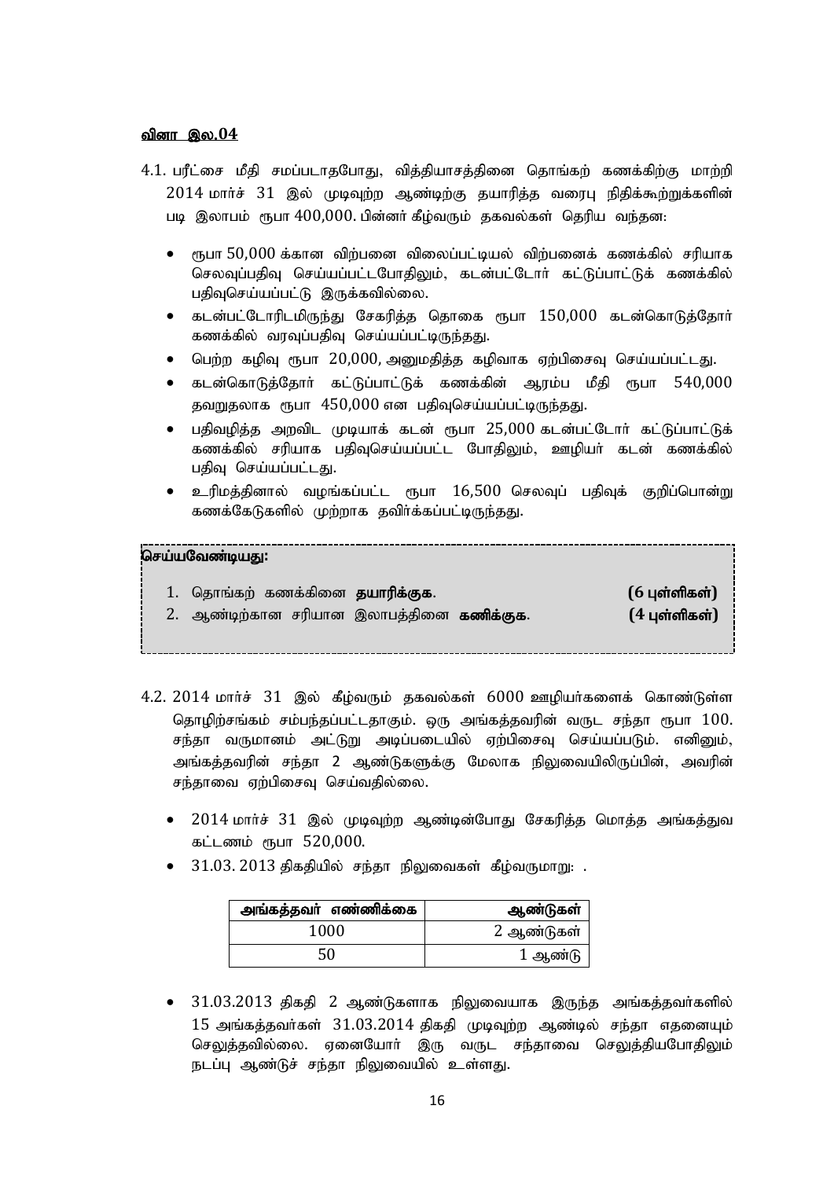**வினா இல.04**

4.1. பரீட்சை மீதி சமப்படாதபோது, வித்தியாசத்தினை தொங்கற் கணக்கிற்கு மாற்றி 2014 மார்ச் 31 இல் முடிவுற்ற ஆண்டிற்கு தயாரித்த வரைபு நிதிக்கூற்றுக்களின் படி இலாபம் ரூபா 400,000. பின்னர் கீழ்வரும் தகவல்கள் தெரிய வந்தன:

- ரூபா 50,000 க்கான விற்பனை விலைப்பட்டியல் விற்பனைக் கணக்கில் சரியாக செலவுப்பதிவு செய்யப்பட்டபோதிலும், கடன்பட்டோர் கட்டுப்பாட்டுக் கணக்கில் பதிவுசெய்யப்பட்டு இருக்கவில்லை.
- கடன்பட்டோரிடமிருந்து சேகரித்த தொகை ரூபா 150,000 கடன்கொடுத்தோர் கணக்கில் வரவுப்பதிவு செய்யப்பட்டிருந்தது.
- பெற்ற கழிவு ரூபா 20,000, அனுமதித்த கழிவாக ஏற்பிசைவு செய்யப்பட்டது.
- கடன்கொடுத்தோர் கட்டுப்பாட்டுக் கணக்கின் ஆரம்ப மீதி ரூபா 540,000 தவறுதலாக ரூபா 450,000 என பதிவுசெய்யப்பட்டிருந்தது.
- பதிவழித்த அறவிட முடியாக் கடன் ரூபா 25,000 கடன்பட்டோர் கட்டுப்பாட்டுக் கணக்கில் சரியாக பதிவுசெய்யப்பட்ட போதிலும், ஊழியர் கடன் கணக்கில் பதிவு செய்யப்பட்டது.
- உரிமத்தினால் வழங்கப்பட்ட ரூபா 16,500 செலவுப் பதிவுக் குறிப்பொன்று கணக்கேடுகளில் முற்றாக தவிர்க்கப்பட்டிருந்தது.

**செய்யவேண்டியது:**

1. தொங்கற் கணக்கினை **தயாரிக்குக**. **(6 புள்ளிகள்)**
2. ஆண்டிற்கான சரியான இலாபத்தினை **கணிக்குக**. **(4 புள்ளிகள்)**

4.2. 2014 மார்ச் 31 இல் கீழ்வரும் தகவல்கள் 6000 ஊழியர்களைக் கொண்டுள்ள தொழிற்சங்கம் சம்பந்தப்பட்டதாகும். ஒரு அங்கத்தவரின் வருட சந்தா ரூபா 100. சந்தா வருமானம் அட்டுறு அடிப்படையில் ஏற்பிசைவு செய்யப்படும். எனினும், அங்கத்தவரின் சந்தா 2 ஆண்டுகளுக்கு மேலாக நிலுவையிலிருப்பின், அவரின் சந்தாவை ஏற்பிசைவு செய்வதில்லை.

- 2014 மார்ச் 31 இல் முடிவுற்ற ஆண்டின்போது சேகரித்த மொத்த அங்கத்துவ கட்டணம் ரூபா 520,000.
- 31.03. 2013 திகதியில் சந்தா நிலுவைகள் கீழ்வருமாறு: .

| அங்கத்தவர் எண்ணிக்கை | ஆண்டுகள் |
|---|---|
| 1000 | 2 ஆண்டுகள் |
| 50 | 1 ஆண்டு |

- 31.03.2013 திகதி 2 ஆண்டுகளாக நிலுவையாக இருந்த அங்கத்தவர்களில் 15 அங்கத்தவர்கள் 31.03.2014 திகதி முடிவுற்ற ஆண்டில் சந்தா எதனையும் செலுத்தவில்லை. ஏனையோர் இரு வருட சந்தாவை செலுத்தியபோதிலும் நடப்பு ஆண்டுச் சந்தா நிலுவையில் உள்ளது.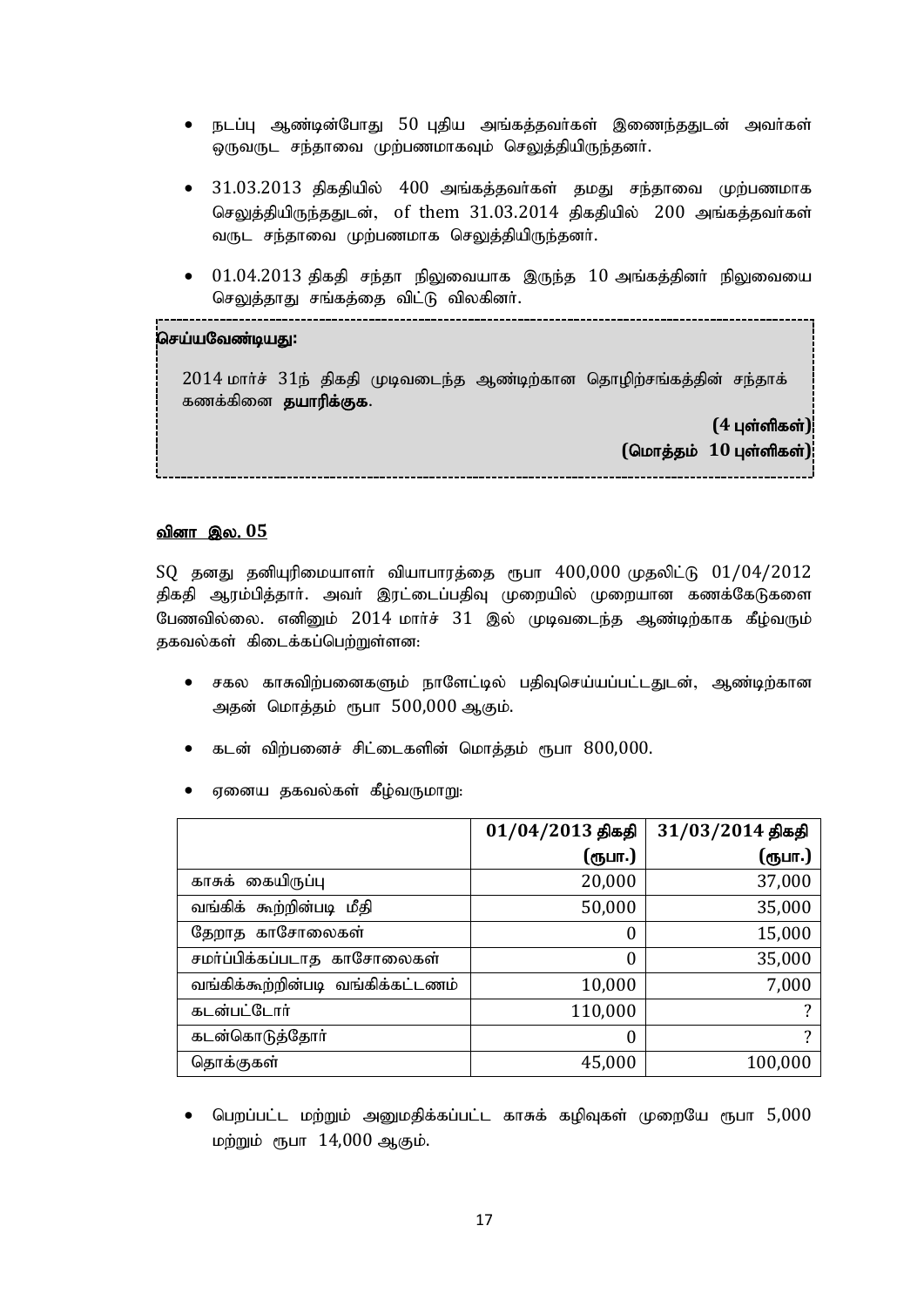- நடப்பு ஆண்டின்போது 50 புதிய அங்கத்தவர்கள் இணைந்ததுடன் அவர்கள் ஒருவருட சந்தாவை முற்பணமாகவும் செலுத்தியிருந்தனர்.

- 31.03.2013 திகதியில் 400 அங்கத்தவர்கள் தமது சந்தாவை முற்பணமாக செலுத்தியிருந்ததுடன், of them 31.03.2014 திகதியில் 200 அங்கத்தவர்கள் வருட சந்தாவை முற்பணமாக செலுத்தியிருந்தனர்.

- 01.04.2013 திகதி சந்தா நிலுவையாக இருந்த 10 அங்கத்தினர் நிலுவையை செலுத்தாது சங்கத்தை விட்டு விலகினர்.

**செய்யவேண்டியது:**

2014 மார்ச் 31ந் திகதி முடிவடைந்த ஆண்டிற்கான தொழிற்சங்கத்தின் சந்தாக் கணக்கினை **தயாரிக்குக**.

**(4 புள்ளிகள்)**
**(மொத்தம் 10 புள்ளிகள்)**

## வினா இல. 05

SQ தனது தனியுரிமையாளர் வியாபாரத்தை ரூபா 400,000 முதலிட்டு 01/04/2012 திகதி ஆரம்பித்தார். அவர் இரட்டைப்பதிவு முறையில் முறையான கணக்கேடுகளை பேணவில்லை. எனினும் 2014 மார்ச் 31 இல் முடிவடைந்த ஆண்டிற்காக கீழ்வரும் தகவல்கள் கிடைக்கப்பெற்றுள்ளன:

- சகல காசுவிற்பனைகளும் நாளேட்டில் பதிவுசெய்யப்பட்டதுடன், ஆண்டிற்கான அதன் மொத்தம் ரூபா 500,000 ஆகும்.

- கடன் விற்பனைச் சிட்டைகளின் மொத்தம் ரூபா 800,000.

- ஏனைய தகவல்கள் கீழ்வருமாறு:

| | 01/04/2013 திகதி (ரூபா.) | 31/03/2014 திகதி (ரூபா.) |
|---|---|---|
| காசுக் கையிருப்பு | 20,000 | 37,000 |
| வங்கிக் கூற்றின்படி மீதி | 50,000 | 35,000 |
| தேறாத காசோலைகள் | 0 | 15,000 |
| சமர்ப்பிக்கப்படாத காசோலைகள் | 0 | 35,000 |
| வங்கிக்கூற்றின்படி வங்கிக்கட்டணம் | 10,000 | 7,000 |
| கடன்பட்டோர் | 110,000 | ? |
| கடன்கொடுத்தோர் | 0 | ? |
| தொக்குகள் | 45,000 | 100,000 |

- பெறப்பட்ட மற்றும் அனுமதிக்கப்பட்ட காசுக் கழிவுகள் முறையே ரூபா 5,000 மற்றும் ரூபா 14,000 ஆகும்.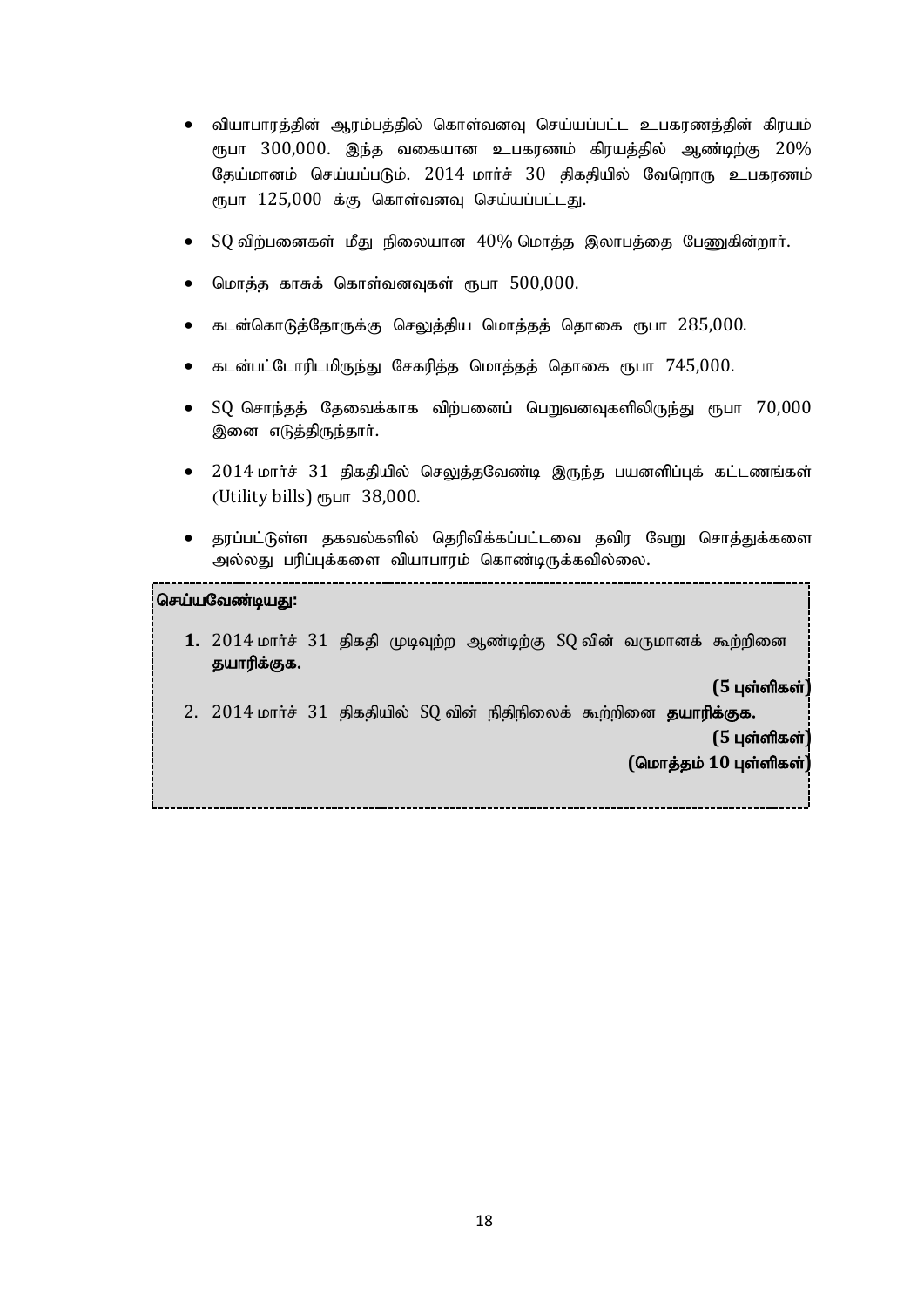- வியாபாரத்தின் ஆரம்பத்தில் கொள்வனவு செய்யப்பட்ட உபகரணத்தின் கிரயம் ரூபா 300,000. இந்த வகையான உபகரணம் கிரயத்தில் ஆண்டிற்கு 20% தேய்மானம் செய்யப்படும். 2014 மார்ச் 30 திகதியில் வேறொரு உபகரணம் ரூபா 125,000 க்கு கொள்வனவு செய்யப்பட்டது.

- SQ விற்பனைகள் மீது நிலையான 40% மொத்த இலாபத்தை பேணுகின்றார்.

- மொத்த காசுக் கொள்வனவுகள் ரூபா 500,000.

- கடன்கொடுத்தோருக்கு செலுத்திய மொத்தத் தொகை ரூபா 285,000.

- கடன்பட்டோரிடமிருந்து சேகரித்த மொத்தத் தொகை ரூபா 745,000.

- SQ சொந்தத் தேவைக்காக விற்பனைப் பெறுவனவுகளிலிருந்து ரூபா 70,000 இனை எடுத்திருந்தார்.

- 2014 மார்ச் 31 திகதியில் செலுத்தவேண்டி இருந்த பயனளிப்புக் கட்டணங்கள் (Utility bills) ரூபா 38,000.

- தரப்பட்டுள்ள தகவல்களில் தெரிவிக்கப்பட்டவை தவிர வேறு சொத்துக்களை அல்லது பரிப்புக்களை வியாபாரம் கொண்டிருக்கவில்லை.

**செய்யவேண்டியது:**

1. 2014 மார்ச் 31 திகதி முடிவுற்ற ஆண்டிற்கு SQ வின் வருமானக் கூற்றினை **தயாரிக்குக.**

**(5 புள்ளிகள்)**

2. 2014 மார்ச் 31 திகதியில் SQ வின் நிதிநிலைக் கூற்றினை **தயாரிக்குக.**

**(5 புள்ளிகள்)**

**(மொத்தம் 10 புள்ளிகள்)**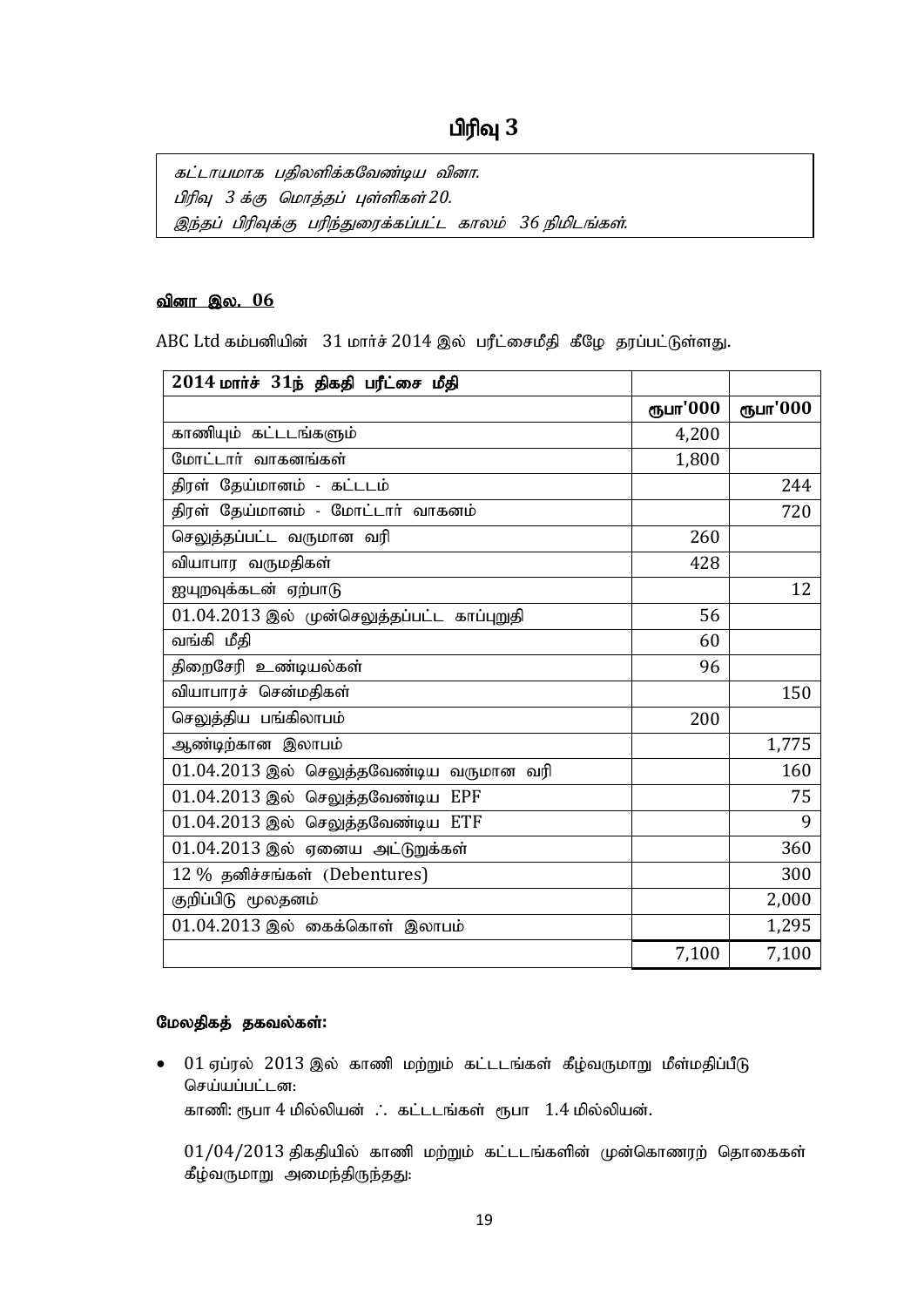# பிரிவு 3

*கட்டாயமாக பதிலளிக்கவேண்டிய வினா.*
*பிரிவு 3 க்கு மொத்தப் புள்ளிகள் 20.*
*இந்தப் பிரிவுக்கு பரிந்துரைக்கப்பட்ட காலம் 36 நிமிடங்கள்.*

**வினா இல. 06**

ABC Ltd கம்பனியின் 31 மார்ச் 2014 இல் பரீட்சைமீதி கீழே தரப்பட்டுள்ளது.

| **2014 மார்ச் 31ந் திகதி பரீட்சை மீதி** | | |
|---|---|---|
| | **ரூபா'000** | **ரூபா'000** |
| காணியும் கட்டடங்களும் | 4,200 | |
| மோட்டார் வாகனங்கள் | 1,800 | |
| திரள் தேய்மானம் - கட்டடம் | | 244 |
| திரள் தேய்மானம் - மோட்டார் வாகனம் | | 720 |
| செலுத்தப்பட்ட வருமான வரி | 260 | |
| வியாபார வருமதிகள் | 428 | |
| ஐயுறவுக்கடன் ஏற்பாடு | | 12 |
| 01.04.2013 இல் முன்செலுத்தப்பட்ட காப்புறுதி | 56 | |
| வங்கி மீதி | 60 | |
| திறைசேரி உண்டியல்கள் | 96 | |
| வியாபாரச் சென்மதிகள் | | 150 |
| செலுத்திய பங்கிலாபம் | 200 | |
| ஆண்டிற்கான இலாபம் | | 1,775 |
| 01.04.2013 இல் செலுத்தவேண்டிய வருமான வரி | | 160 |
| 01.04.2013 இல் செலுத்தவேண்டிய EPF | | 75 |
| 01.04.2013 இல் செலுத்தவேண்டிய ETF | | 9 |
| 01.04.2013 இல் ஏனைய அட்டுறுக்கள் | | 360 |
| 12 % தனிச்சங்கள் (Debentures) | | 300 |
| குறிப்பிடு மூலதனம் | | 2,000 |
| 01.04.2013 இல் கைக்கொள் இலாபம் | | 1,295 |
| | 7,100 | 7,100 |

**மேலதிகத் தகவல்கள்:**

- 01 ஏப்ரல் 2013 இல் காணி மற்றும் கட்டடங்கள் கீழ்வருமாறு மீள்மதிப்பீடு செய்யப்பட்டன:
  காணி: ரூபா 4 மில்லியன் ∴ கட்டடங்கள் ரூபா 1.4 மில்லியன்.

  01/04/2013 திகதியில் காணி மற்றும் கட்டடங்களின் முன்கொணரற் தொகைகள் கீழ்வருமாறு அமைந்திருந்தது: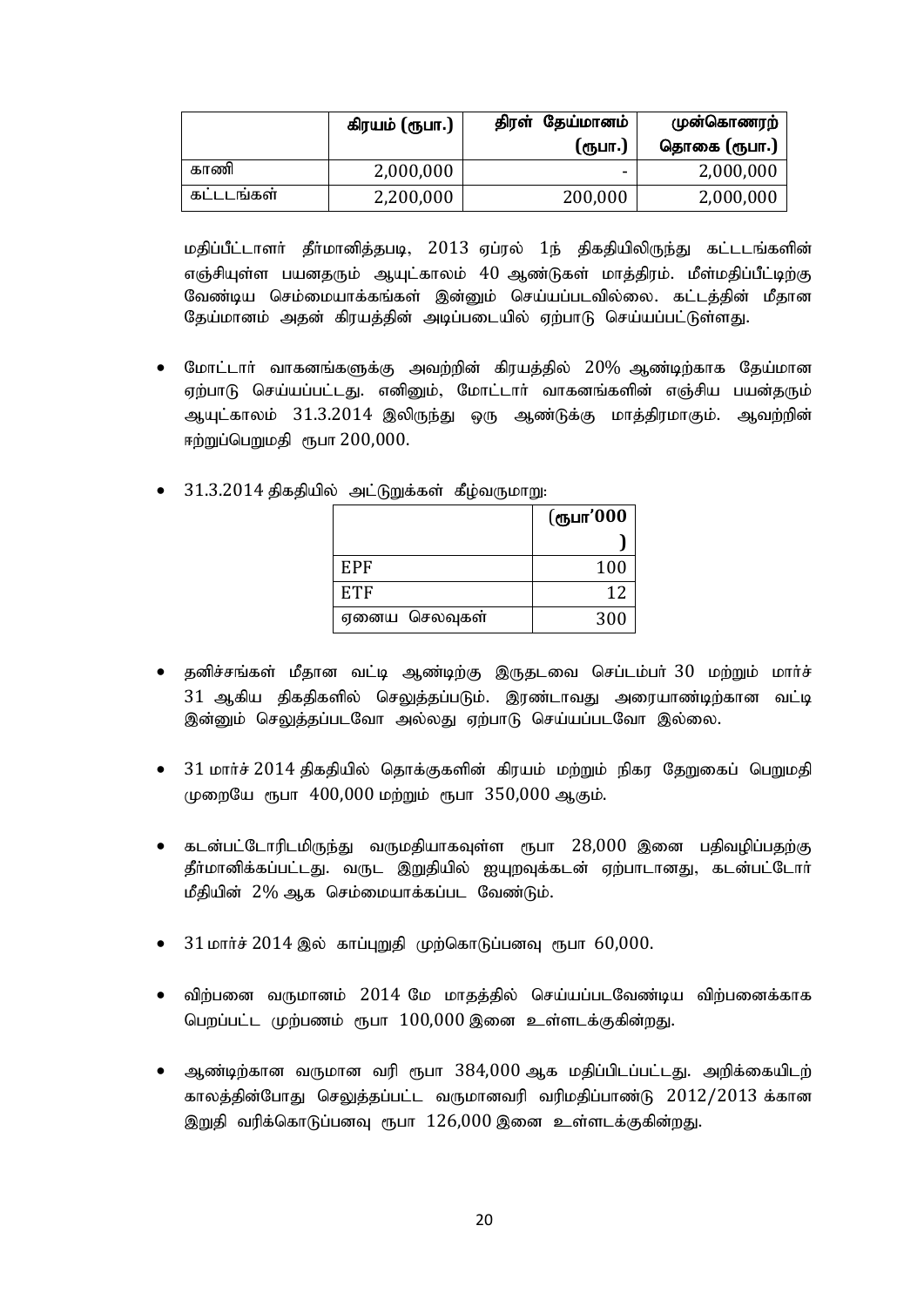| | கிரயம் (ரூபா.) | திரள் தேய்மானம் (ரூபா.) | முன்கொணரற் தொகை (ரூபா.) |
|---|---|---|---|
| காணி | 2,000,000 | - | 2,000,000 |
| கட்டடங்கள் | 2,200,000 | 200,000 | 2,000,000 |

மதிப்பீட்டாளர் தீர்மானித்தபடி, 2013 ஏப்ரல் 1ந் திகதியிலிருந்து கட்டடங்களின் எஞ்சியுள்ள பயனதரும் ஆயுட்காலம் 40 ஆண்டுகள் மாத்திரம். மீள்மதிப்பீட்டிற்கு வேண்டிய செம்மையாக்கங்கள் இன்னும் செய்யப்படவில்லை. கட்டத்தின் மீதான தேய்மானம் அதன் கிரயத்தின் அடிப்படையில் ஏற்பாடு செய்யப்பட்டுள்ளது.

- மோட்டார் வாகனங்களுக்கு அவற்றின் கிரயத்தில் 20% ஆண்டிற்காக தேய்மான ஏற்பாடு செய்யப்பட்டது. எனினும், மோட்டார் வாகனங்களின் எஞ்சிய பயன்தரும் ஆயுட்காலம் 31.3.2014 இலிருந்து ஒரு ஆண்டுக்கு மாத்திரமாகும். ஆவற்றின் ஈற்றுப்பெறுமதி ரூபா 200,000.

- 31.3.2014 திகதியில் அட்டுறுக்கள் கீழ்வருமாறு:

| | (ரூபா'000 ) |
|---|---|
| EPF | 100 |
| ETF | 12 |
| ஏனைய செலவுகள் | 300 |

- தனிச்சங்கள் மீதான வட்டி ஆண்டிற்கு இருதடவை செப்டம்பர் 30 மற்றும் மார்ச் 31 ஆகிய திகதிகளில் செலுத்தப்படும். இரண்டாவது அரையாண்டிற்கான வட்டி இன்னும் செலுத்தப்படவோ அல்லது ஏற்பாடு செய்யப்படவோ இல்லை.

- 31 மார்ச் 2014 திகதியில் தொக்குகளின் கிரயம் மற்றும் நிகர தேறுகைப் பெறுமதி முறையே ரூபா 400,000 மற்றும் ரூபா 350,000 ஆகும்.

- கடன்பட்டோரிடமிருந்து வருமதியாகவுள்ள ரூபா 28,000 இனை பதிவழிப்பதற்கு தீர்மானிக்கப்பட்டது. வருட இறுதியில் ஐயுறவுக்கடன் ஏற்பாடானது, கடன்பட்டோர் மீதியின் 2% ஆக செம்மையாக்கப்பட வேண்டும்.

- 31 மார்ச் 2014 இல் காப்புறுதி முற்கொடுப்பனவு ரூபா 60,000.

- விற்பனை வருமானம் 2014 மே மாதத்தில் செய்யப்படவேண்டிய விற்பனைக்காக பெறப்பட்ட முற்பணம் ரூபா 100,000 இனை உள்ளடக்குகின்றது.

- ஆண்டிற்கான வருமான வரி ரூபா 384,000 ஆக மதிப்பிடப்பட்டது. அறிக்கையிடற் காலத்தின்போது செலுத்தப்பட்ட வருமானவரி வரிமதிப்பாண்டு 2012/2013 க்கான இறுதி வரிக்கொடுப்பனவு ரூபா 126,000 இனை உள்ளடக்குகின்றது.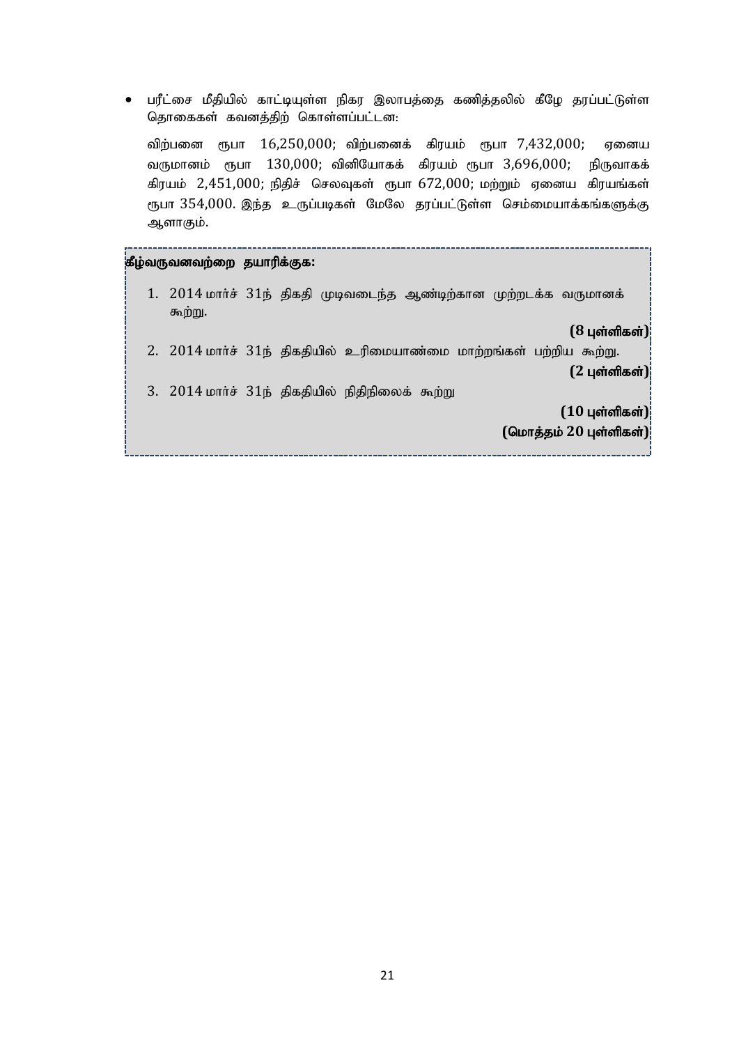- பரீட்சை மீதியில் காட்டியுள்ள நிகர இலாபத்தை கணித்தலில் கீழே தரப்பட்டுள்ள தொகைகள் கவனத்திற் கொள்ளப்பட்டன:

  விற்பனை ரூபா 16,250,000; விற்பனைக் கிரயம் ரூபா 7,432,000; ஏனைய வருமானம் ரூபா 130,000; வினியோகக் கிரயம் ரூபா 3,696,000; நிருவாகக் கிரயம் 2,451,000; நிதிச் செலவுகள் ரூபா 672,000; மற்றும் ஏனைய கிரயங்கள் ரூபா 354,000. இந்த உருப்படிகள் மேலே தரப்பட்டுள்ள செம்மையாக்கங்களுக்கு ஆளாகும்.

**கீழ்வருவனவற்றை தயாரிக்குக:**

1. 2014 மார்ச் 31ந் திகதி முடிவடைந்த ஆண்டிற்கான முற்றடக்க வருமானக் கூற்று.

   **(8 புள்ளிகள்)**

2. 2014 மார்ச் 31ந் திகதியில் உரிமையாண்மை மாற்றங்கள் பற்றிய கூற்று.

   **(2 புள்ளிகள்)**

3. 2014 மார்ச் 31ந் திகதியில் நிதிநிலைக் கூற்று

   **(10 புள்ளிகள்)**

**(மொத்தம் 20 புள்ளிகள்)**